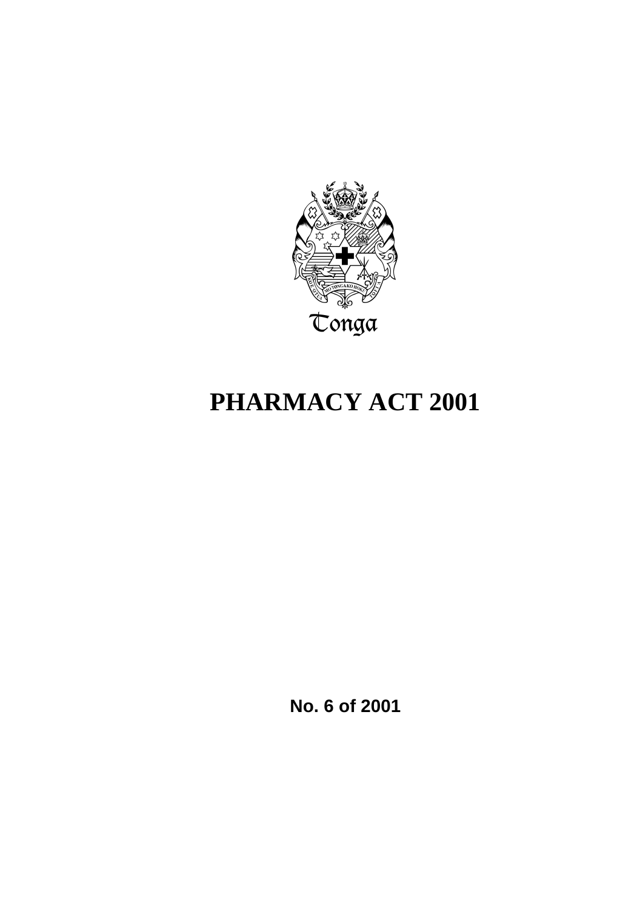Tonga

# PHARMACY ACT 2001

**No. 6 of 2001**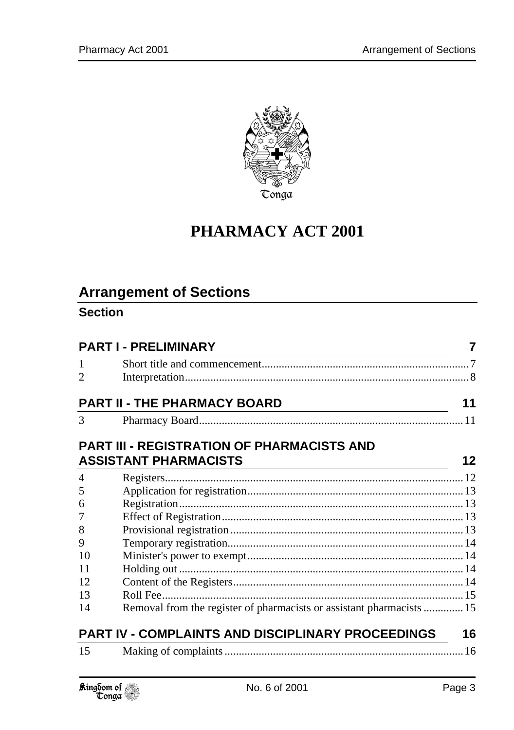# PHARMACY ACT 2001

## Arrangement of Sections

### Section

| | | |
|---|---|---|
| **PART I - PRELIMINARY** | | **7** |
| 1 | Short title and commencement | 7 |
| 2 | Interpretation | 8 |
| **PART II - THE PHARMACY BOARD** | | **11** |
| 3 | Pharmacy Board | 11 |
| **PART III - REGISTRATION OF PHARMACISTS AND ASSISTANT PHARMACISTS** | | **12** |
| 4 | Registers | 12 |
| 5 | Application for registration | 13 |
| 6 | Registration | 13 |
| 7 | Effect of Registration | 13 |
| 8 | Provisional registration | 13 |
| 9 | Temporary registration | 14 |
| 10 | Minister's power to exempt | 14 |
| 11 | Holding out | 14 |
| 12 | Content of the Registers | 14 |
| 13 | Roll Fee | 15 |
| 14 | Removal from the register of pharmacists or assistant pharmacists | 15 |
| **PART IV - COMPLAINTS AND DISCIPLINARY PROCEEDINGS** | | **16** |
| 15 | Making of complaints | 16 |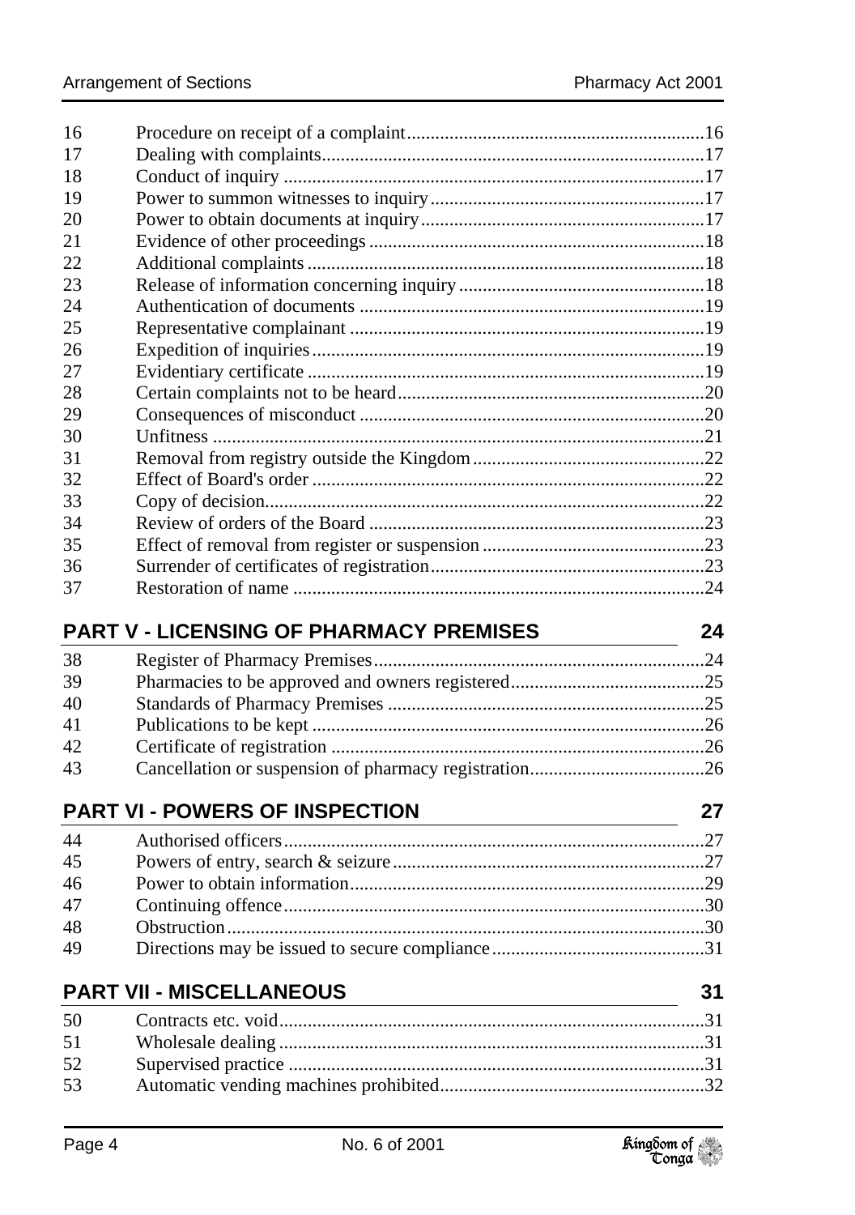| | | |
|---|---|---|
| 16 | Procedure on receipt of a complaint | 16 |
| 17 | Dealing with complaints | 17 |
| 18 | Conduct of inquiry | 17 |
| 19 | Power to summon witnesses to inquiry | 17 |
| 20 | Power to obtain documents at inquiry | 17 |
| 21 | Evidence of other proceedings | 18 |
| 22 | Additional complaints | 18 |
| 23 | Release of information concerning inquiry | 18 |
| 24 | Authentication of documents | 19 |
| 25 | Representative complainant | 19 |
| 26 | Expedition of inquiries | 19 |
| 27 | Evidentiary certificate | 19 |
| 28 | Certain complaints not to be heard | 20 |
| 29 | Consequences of misconduct | 20 |
| 30 | Unfitness | 21 |
| 31 | Removal from registry outside the Kingdom | 22 |
| 32 | Effect of Board's order | 22 |
| 33 | Copy of decision | 22 |
| 34 | Review of orders of the Board | 23 |
| 35 | Effect of removal from register or suspension | 23 |
| 36 | Surrender of certificates of registration | 23 |
| 37 | Restoration of name | 24 |

## PART V - LICENSING OF PHARMACY PREMISES — 24

| | | |
|---|---|---|
| 38 | Register of Pharmacy Premises | 24 |
| 39 | Pharmacies to be approved and owners registered | 25 |
| 40 | Standards of Pharmacy Premises | 25 |
| 41 | Publications to be kept | 26 |
| 42 | Certificate of registration | 26 |
| 43 | Cancellation or suspension of pharmacy registration | 26 |

## PART VI - POWERS OF INSPECTION — 27

| | | |
|---|---|---|
| 44 | Authorised officers | 27 |
| 45 | Powers of entry, search & seizure | 27 |
| 46 | Power to obtain information | 29 |
| 47 | Continuing offence | 30 |
| 48 | Obstruction | 30 |
| 49 | Directions may be issued to secure compliance | 31 |

## PART VII - MISCELLANEOUS — 31

| | | |
|---|---|---|
| 50 | Contracts etc. void | 31 |
| 51 | Wholesale dealing | 31 |
| 52 | Supervised practice | 31 |
| 53 | Automatic vending machines prohibited | 32 |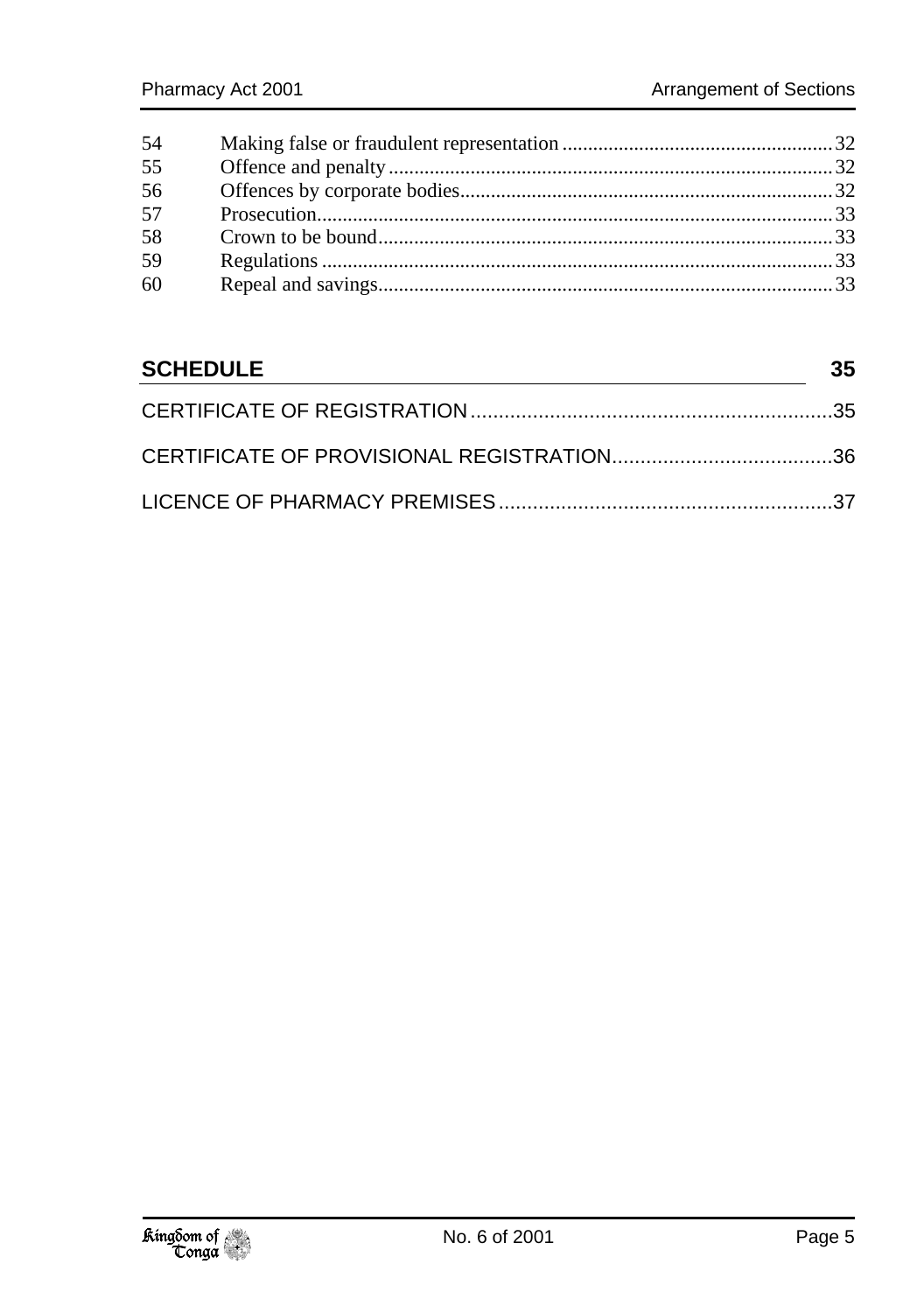| | | |
|---|---|---|
| 54 | Making false or fraudulent representation | 32 |
| 55 | Offence and penalty | 32 |
| 56 | Offences by corporate bodies | 32 |
| 57 | Prosecution | 33 |
| 58 | Crown to be bound | 33 |
| 59 | Regulations | 33 |
| 60 | Repeal and savings | 33 |

## SCHEDULE 35

CERTIFICATE OF REGISTRATION ..... 35

CERTIFICATE OF PROVISIONAL REGISTRATION ..... 36

LICENCE OF PHARMACY PREMISES ..... 37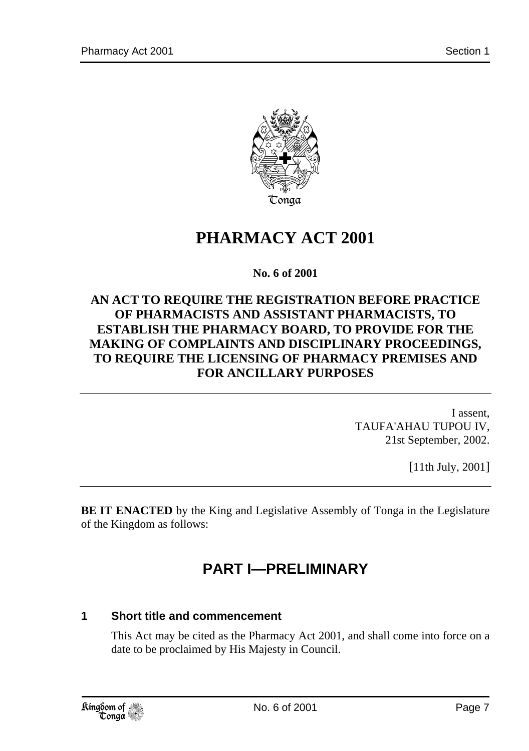# PHARMACY ACT 2001

**No. 6 of 2001**

**AN ACT TO REQUIRE THE REGISTRATION BEFORE PRACTICE OF PHARMACISTS AND ASSISTANT PHARMACISTS, TO ESTABLISH THE PHARMACY BOARD, TO PROVIDE FOR THE MAKING OF COMPLAINTS AND DISCIPLINARY PROCEEDINGS, TO REQUIRE THE LICENSING OF PHARMACY PREMISES AND FOR ANCILLARY PURPOSES**

I assent,
TAUFA'AHAU TUPOU IV,
21st September, 2002.

[11th July, 2001]

**BE IT ENACTED** by the King and Legislative Assembly of Tonga in the Legislature of the Kingdom as follows:

## PART I—PRELIMINARY

### 1 Short title and commencement

This Act may be cited as the Pharmacy Act 2001, and shall come into force on a date to be proclaimed by His Majesty in Council.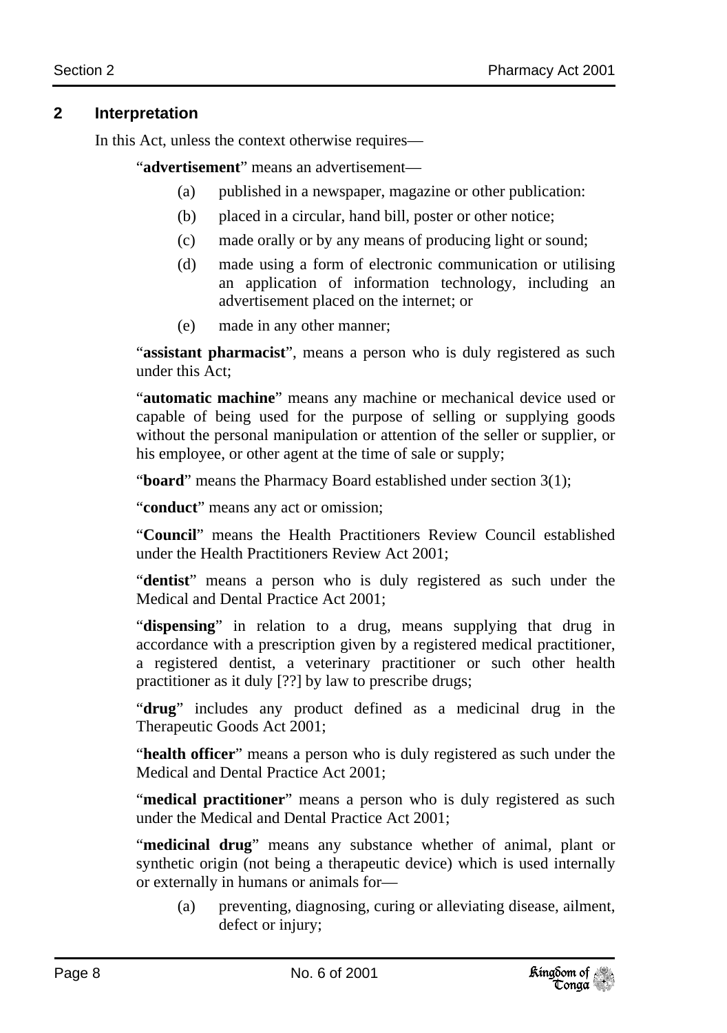## 2 Interpretation

In this Act, unless the context otherwise requires—

"**advertisement**" means an advertisement—

(a) published in a newspaper, magazine or other publication:

(b) placed in a circular, hand bill, poster or other notice;

(c) made orally or by any means of producing light or sound;

(d) made using a form of electronic communication or utilising an application of information technology, including an advertisement placed on the internet; or

(e) made in any other manner;

"**assistant pharmacist**", means a person who is duly registered as such under this Act;

"**automatic machine**" means any machine or mechanical device used or capable of being used for the purpose of selling or supplying goods without the personal manipulation or attention of the seller or supplier, or his employee, or other agent at the time of sale or supply;

"**board**" means the Pharmacy Board established under section 3(1);

"**conduct**" means any act or omission;

"**Council**" means the Health Practitioners Review Council established under the Health Practitioners Review Act 2001;

"**dentist**" means a person who is duly registered as such under the Medical and Dental Practice Act 2001;

"**dispensing**" in relation to a drug, means supplying that drug in accordance with a prescription given by a registered medical practitioner, a registered dentist, a veterinary practitioner or such other health practitioner as it duly [??] by law to prescribe drugs;

"**drug**" includes any product defined as a medicinal drug in the Therapeutic Goods Act 2001;

"**health officer**" means a person who is duly registered as such under the Medical and Dental Practice Act 2001;

"**medical practitioner**" means a person who is duly registered as such under the Medical and Dental Practice Act 2001;

"**medicinal drug**" means any substance whether of animal, plant or synthetic origin (not being a therapeutic device) which is used internally or externally in humans or animals for—

(a) preventing, diagnosing, curing or alleviating disease, ailment, defect or injury;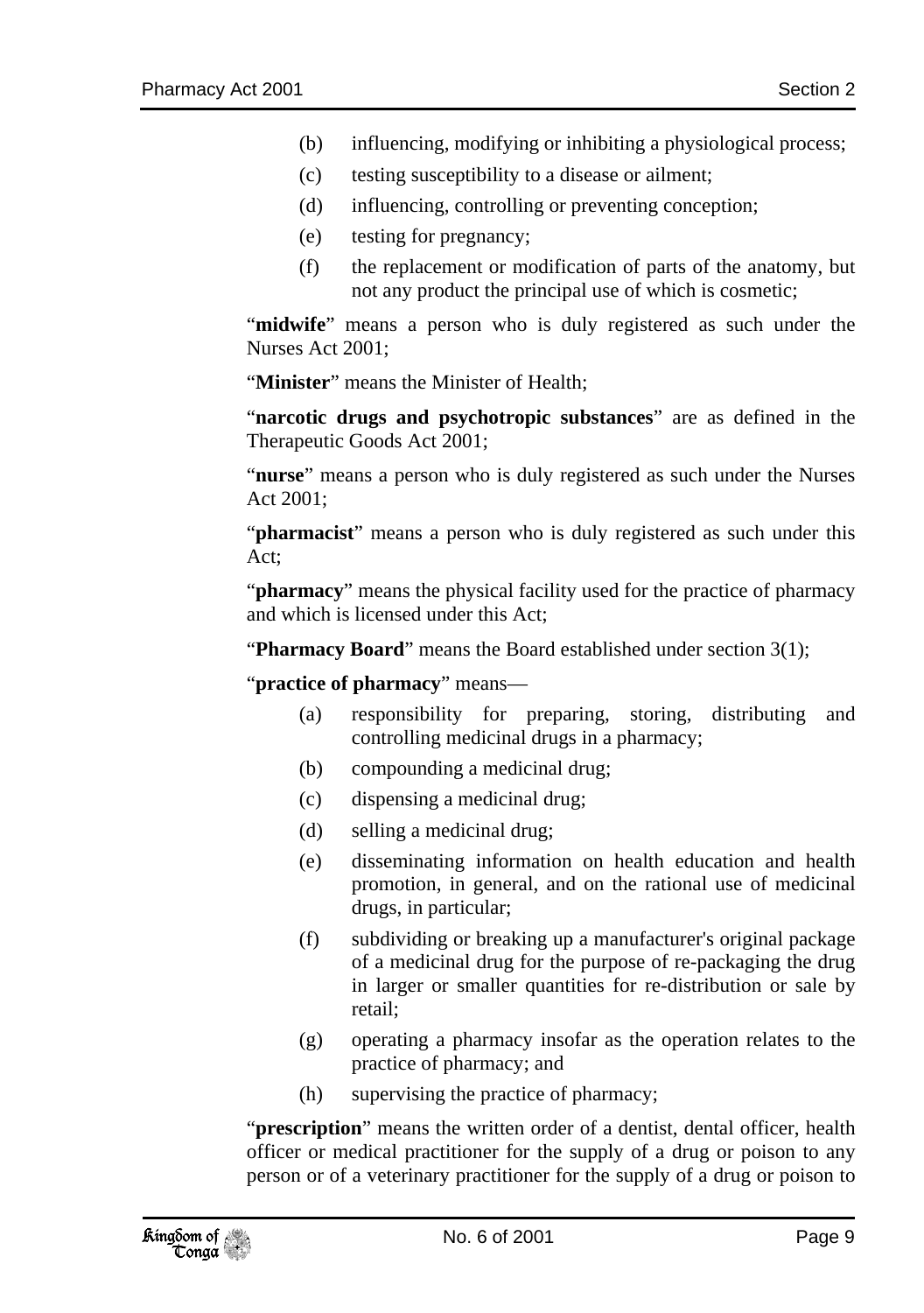(b) influencing, modifying or inhibiting a physiological process;

(c) testing susceptibility to a disease or ailment;

(d) influencing, controlling or preventing conception;

(e) testing for pregnancy;

(f) the replacement or modification of parts of the anatomy, but not any product the principal use of which is cosmetic;

"**midwife**" means a person who is duly registered as such under the Nurses Act 2001;

"**Minister**" means the Minister of Health;

"**narcotic drugs and psychotropic substances**" are as defined in the Therapeutic Goods Act 2001;

"**nurse**" means a person who is duly registered as such under the Nurses Act 2001;

"**pharmacist**" means a person who is duly registered as such under this Act;

"**pharmacy**" means the physical facility used for the practice of pharmacy and which is licensed under this Act;

"**Pharmacy Board**" means the Board established under section 3(1);

"**practice of pharmacy**" means—

(a) responsibility for preparing, storing, distributing and controlling medicinal drugs in a pharmacy;

(b) compounding a medicinal drug;

(c) dispensing a medicinal drug;

(d) selling a medicinal drug;

(e) disseminating information on health education and health promotion, in general, and on the rational use of medicinal drugs, in particular;

(f) subdividing or breaking up a manufacturer's original package of a medicinal drug for the purpose of re-packaging the drug in larger or smaller quantities for re-distribution or sale by retail;

(g) operating a pharmacy insofar as the operation relates to the practice of pharmacy; and

(h) supervising the practice of pharmacy;

"**prescription**" means the written order of a dentist, dental officer, health officer or medical practitioner for the supply of a drug or poison to any person or of a veterinary practitioner for the supply of a drug or poison to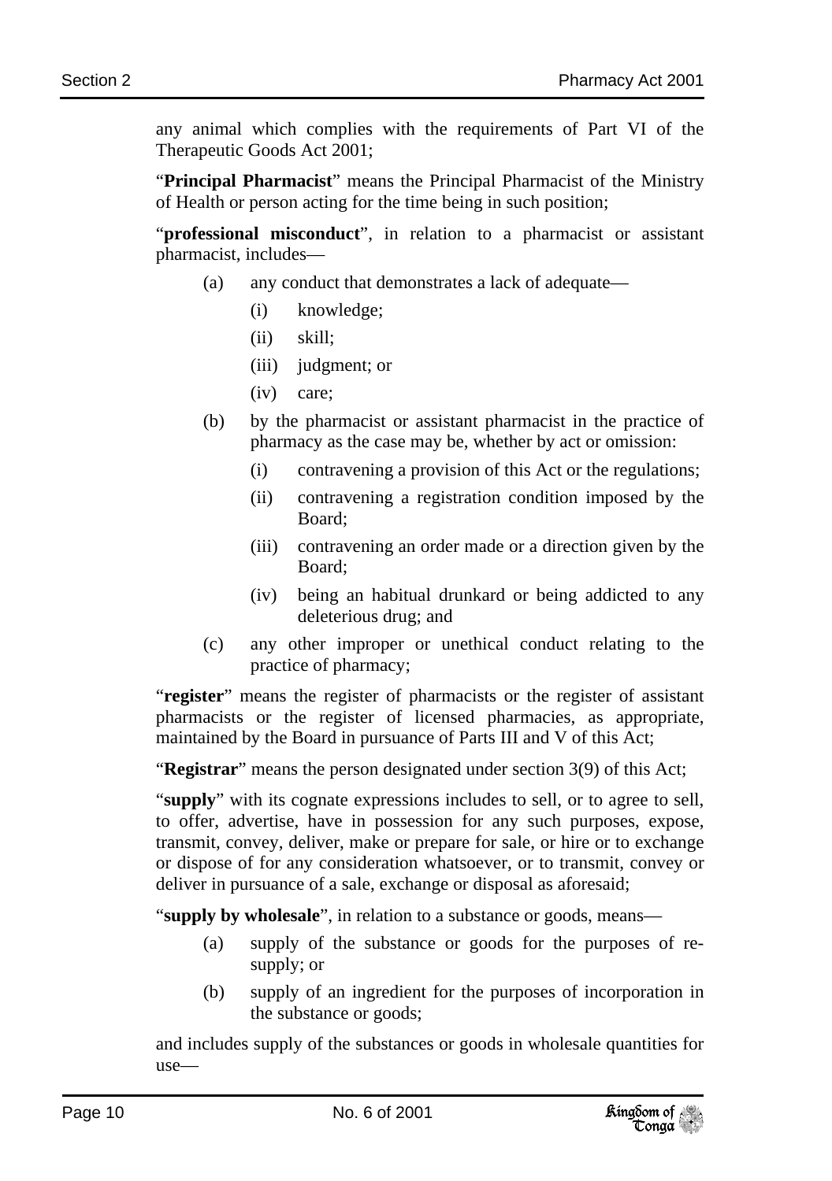any animal which complies with the requirements of Part VI of the Therapeutic Goods Act 2001;

"**Principal Pharmacist**" means the Principal Pharmacist of the Ministry of Health or person acting for the time being in such position;

"**professional misconduct**", in relation to a pharmacist or assistant pharmacist, includes—

- (a) any conduct that demonstrates a lack of adequate—
  - (i) knowledge;
  - (ii) skill;
  - (iii) judgment; or
  - (iv) care;
- (b) by the pharmacist or assistant pharmacist in the practice of pharmacy as the case may be, whether by act or omission:
  - (i) contravening a provision of this Act or the regulations;
  - (ii) contravening a registration condition imposed by the Board;
  - (iii) contravening an order made or a direction given by the Board;
  - (iv) being an habitual drunkard or being addicted to any deleterious drug; and
- (c) any other improper or unethical conduct relating to the practice of pharmacy;

"**register**" means the register of pharmacists or the register of assistant pharmacists or the register of licensed pharmacies, as appropriate, maintained by the Board in pursuance of Parts III and V of this Act;

"**Registrar**" means the person designated under section 3(9) of this Act;

"**supply**" with its cognate expressions includes to sell, or to agree to sell, to offer, advertise, have in possession for any such purposes, expose, transmit, convey, deliver, make or prepare for sale, or hire or to exchange or dispose of for any consideration whatsoever, or to transmit, convey or deliver in pursuance of a sale, exchange or disposal as aforesaid;

"**supply by wholesale**", in relation to a substance or goods, means—

- (a) supply of the substance or goods for the purposes of re-supply; or
- (b) supply of an ingredient for the purposes of incorporation in the substance or goods;

and includes supply of the substances or goods in wholesale quantities for use—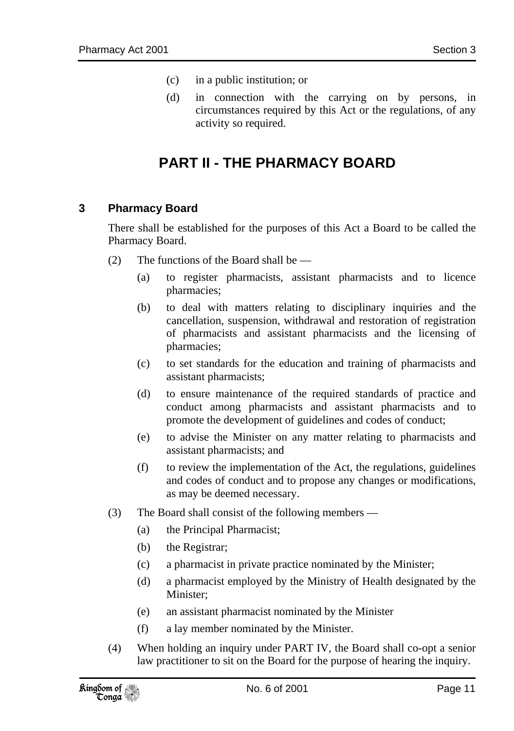(c) in a public institution; or

(d) in connection with the carrying on by persons, in circumstances required by this Act or the regulations, of any activity so required.

# PART II - THE PHARMACY BOARD

## 3 Pharmacy Board

There shall be established for the purposes of this Act a Board to be called the Pharmacy Board.

(2) The functions of the Board shall be —

(a) to register pharmacists, assistant pharmacists and to licence pharmacies;

(b) to deal with matters relating to disciplinary inquiries and the cancellation, suspension, withdrawal and restoration of registration of pharmacists and assistant pharmacists and the licensing of pharmacies;

(c) to set standards for the education and training of pharmacists and assistant pharmacists;

(d) to ensure maintenance of the required standards of practice and conduct among pharmacists and assistant pharmacists and to promote the development of guidelines and codes of conduct;

(e) to advise the Minister on any matter relating to pharmacists and assistant pharmacists; and

(f) to review the implementation of the Act, the regulations, guidelines and codes of conduct and to propose any changes or modifications, as may be deemed necessary.

(3) The Board shall consist of the following members —

(a) the Principal Pharmacist;

(b) the Registrar;

(c) a pharmacist in private practice nominated by the Minister;

(d) a pharmacist employed by the Ministry of Health designated by the Minister;

(e) an assistant pharmacist nominated by the Minister

(f) a lay member nominated by the Minister.

(4) When holding an inquiry under PART IV, the Board shall co-opt a senior law practitioner to sit on the Board for the purpose of hearing the inquiry.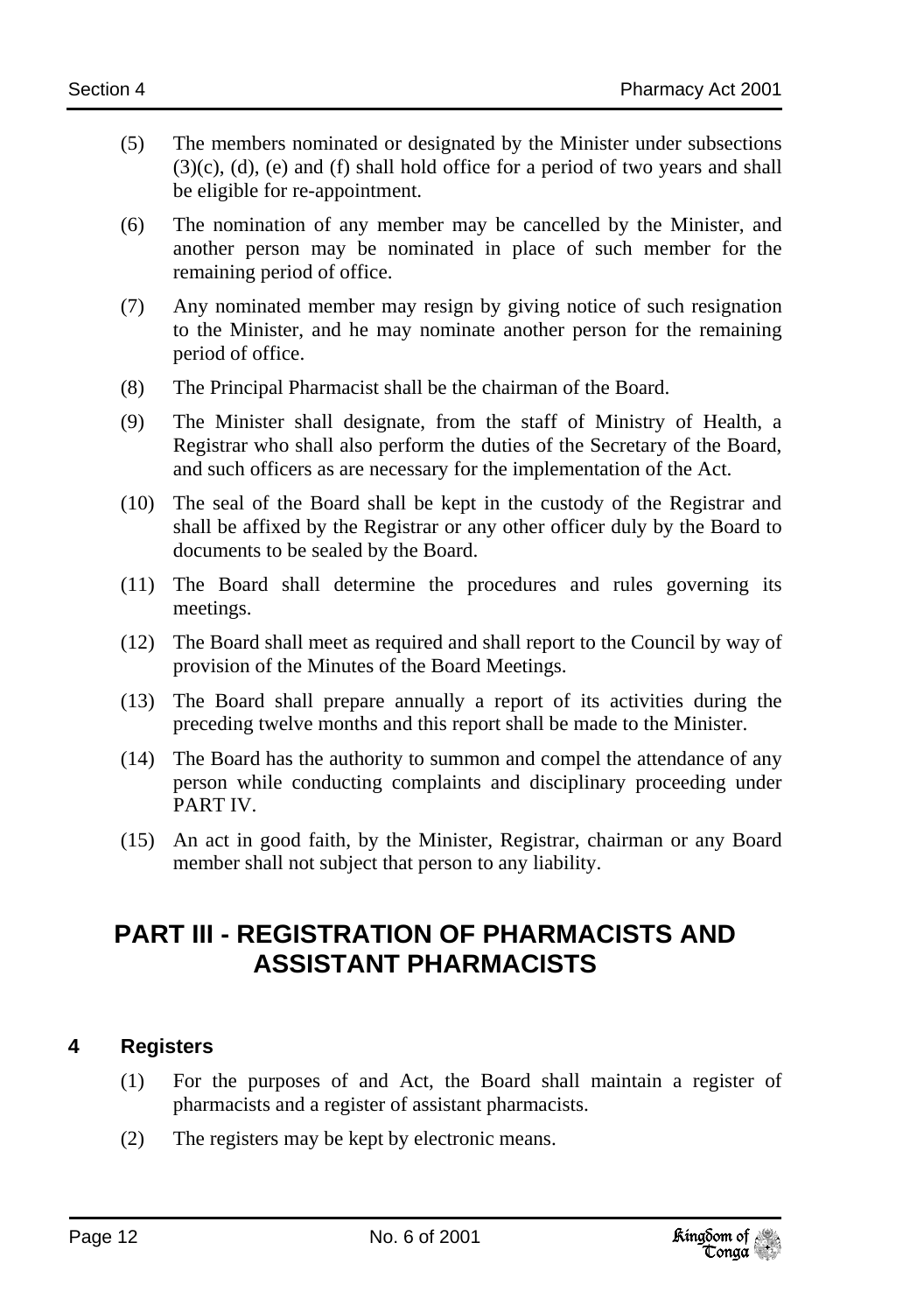(5) The members nominated or designated by the Minister under subsections (3)(c), (d), (e) and (f) shall hold office for a period of two years and shall be eligible for re-appointment.

(6) The nomination of any member may be cancelled by the Minister, and another person may be nominated in place of such member for the remaining period of office.

(7) Any nominated member may resign by giving notice of such resignation to the Minister, and he may nominate another person for the remaining period of office.

(8) The Principal Pharmacist shall be the chairman of the Board.

(9) The Minister shall designate, from the staff of Ministry of Health, a Registrar who shall also perform the duties of the Secretary of the Board, and such officers as are necessary for the implementation of the Act.

(10) The seal of the Board shall be kept in the custody of the Registrar and shall be affixed by the Registrar or any other officer duly by the Board to documents to be sealed by the Board.

(11) The Board shall determine the procedures and rules governing its meetings.

(12) The Board shall meet as required and shall report to the Council by way of provision of the Minutes of the Board Meetings.

(13) The Board shall prepare annually a report of its activities during the preceding twelve months and this report shall be made to the Minister.

(14) The Board has the authority to summon and compel the attendance of any person while conducting complaints and disciplinary proceeding under PART IV.

(15) An act in good faith, by the Minister, Registrar, chairman or any Board member shall not subject that person to any liability.

# PART III - REGISTRATION OF PHARMACISTS AND ASSISTANT PHARMACISTS

## 4 Registers

(1) For the purposes of and Act, the Board shall maintain a register of pharmacists and a register of assistant pharmacists.

(2) The registers may be kept by electronic means.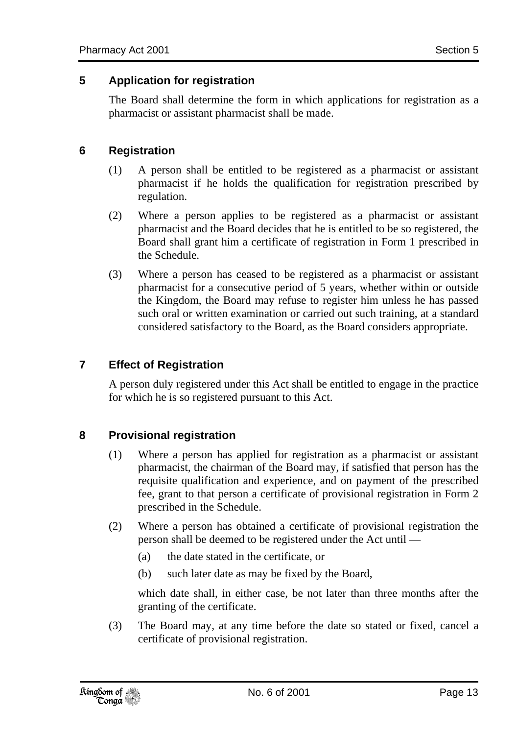## 5 Application for registration

The Board shall determine the form in which applications for registration as a pharmacist or assistant pharmacist shall be made.

## 6 Registration

(1) A person shall be entitled to be registered as a pharmacist or assistant pharmacist if he holds the qualification for registration prescribed by regulation.

(2) Where a person applies to be registered as a pharmacist or assistant pharmacist and the Board decides that he is entitled to be so registered, the Board shall grant him a certificate of registration in Form 1 prescribed in the Schedule.

(3) Where a person has ceased to be registered as a pharmacist or assistant pharmacist for a consecutive period of 5 years, whether within or outside the Kingdom, the Board may refuse to register him unless he has passed such oral or written examination or carried out such training, at a standard considered satisfactory to the Board, as the Board considers appropriate.

## 7 Effect of Registration

A person duly registered under this Act shall be entitled to engage in the practice for which he is so registered pursuant to this Act.

## 8 Provisional registration

(1) Where a person has applied for registration as a pharmacist or assistant pharmacist, the chairman of the Board may, if satisfied that person has the requisite qualification and experience, and on payment of the prescribed fee, grant to that person a certificate of provisional registration in Form 2 prescribed in the Schedule.

(2) Where a person has obtained a certificate of provisional registration the person shall be deemed to be registered under the Act until —

(a) the date stated in the certificate, or

(b) such later date as may be fixed by the Board,

which date shall, in either case, be not later than three months after the granting of the certificate.

(3) The Board may, at any time before the date so stated or fixed, cancel a certificate of provisional registration.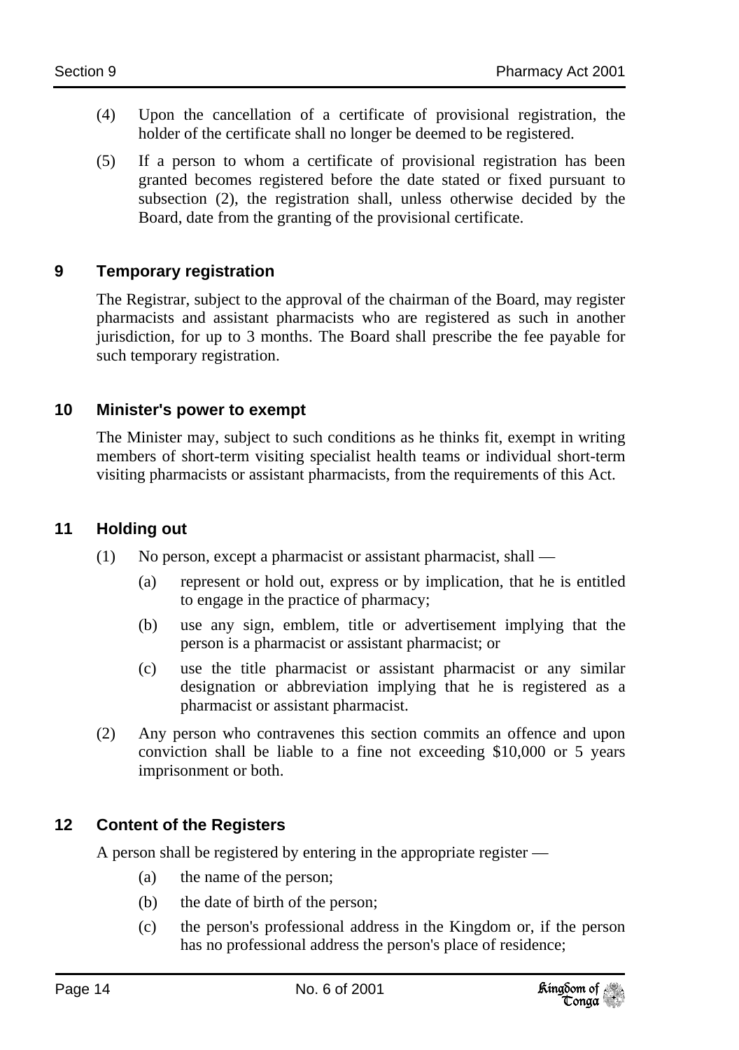(4) Upon the cancellation of a certificate of provisional registration, the holder of the certificate shall no longer be deemed to be registered.

(5) If a person to whom a certificate of provisional registration has been granted becomes registered before the date stated or fixed pursuant to subsection (2), the registration shall, unless otherwise decided by the Board, date from the granting of the provisional certificate.

## 9 Temporary registration

The Registrar, subject to the approval of the chairman of the Board, may register pharmacists and assistant pharmacists who are registered as such in another jurisdiction, for up to 3 months. The Board shall prescribe the fee payable for such temporary registration.

## 10 Minister's power to exempt

The Minister may, subject to such conditions as he thinks fit, exempt in writing members of short-term visiting specialist health teams or individual short-term visiting pharmacists or assistant pharmacists, from the requirements of this Act.

## 11 Holding out

(1) No person, except a pharmacist or assistant pharmacist, shall —

(a) represent or hold out, express or by implication, that he is entitled to engage in the practice of pharmacy;

(b) use any sign, emblem, title or advertisement implying that the person is a pharmacist or assistant pharmacist; or

(c) use the title pharmacist or assistant pharmacist or any similar designation or abbreviation implying that he is registered as a pharmacist or assistant pharmacist.

(2) Any person who contravenes this section commits an offence and upon conviction shall be liable to a fine not exceeding $10,000 or 5 years imprisonment or both.

## 12 Content of the Registers

A person shall be registered by entering in the appropriate register —

(a) the name of the person;

(b) the date of birth of the person;

(c) the person's professional address in the Kingdom or, if the person has no professional address the person's place of residence;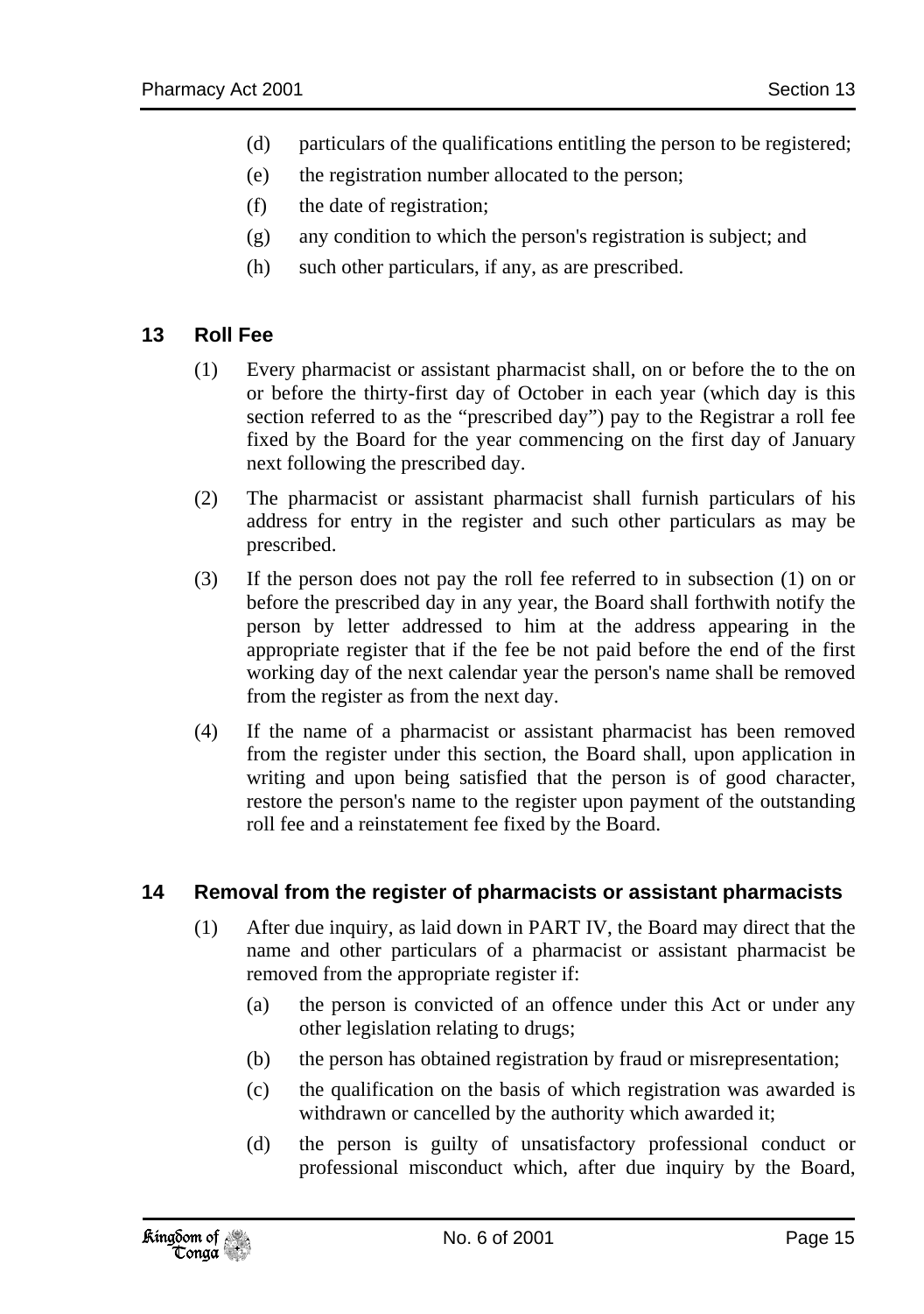(d) particulars of the qualifications entitling the person to be registered;

(e) the registration number allocated to the person;

(f) the date of registration;

(g) any condition to which the person's registration is subject; and

(h) such other particulars, if any, as are prescribed.

## 13 Roll Fee

(1) Every pharmacist or assistant pharmacist shall, on or before the to the on or before the thirty-first day of October in each year (which day is this section referred to as the "prescribed day") pay to the Registrar a roll fee fixed by the Board for the year commencing on the first day of January next following the prescribed day.

(2) The pharmacist or assistant pharmacist shall furnish particulars of his address for entry in the register and such other particulars as may be prescribed.

(3) If the person does not pay the roll fee referred to in subsection (1) on or before the prescribed day in any year, the Board shall forthwith notify the person by letter addressed to him at the address appearing in the appropriate register that if the fee be not paid before the end of the first working day of the next calendar year the person's name shall be removed from the register as from the next day.

(4) If the name of a pharmacist or assistant pharmacist has been removed from the register under this section, the Board shall, upon application in writing and upon being satisfied that the person is of good character, restore the person's name to the register upon payment of the outstanding roll fee and a reinstatement fee fixed by the Board.

## 14 Removal from the register of pharmacists or assistant pharmacists

(1) After due inquiry, as laid down in PART IV, the Board may direct that the name and other particulars of a pharmacist or assistant pharmacist be removed from the appropriate register if:

(a) the person is convicted of an offence under this Act or under any other legislation relating to drugs;

(b) the person has obtained registration by fraud or misrepresentation;

(c) the qualification on the basis of which registration was awarded is withdrawn or cancelled by the authority which awarded it;

(d) the person is guilty of unsatisfactory professional conduct or professional misconduct which, after due inquiry by the Board,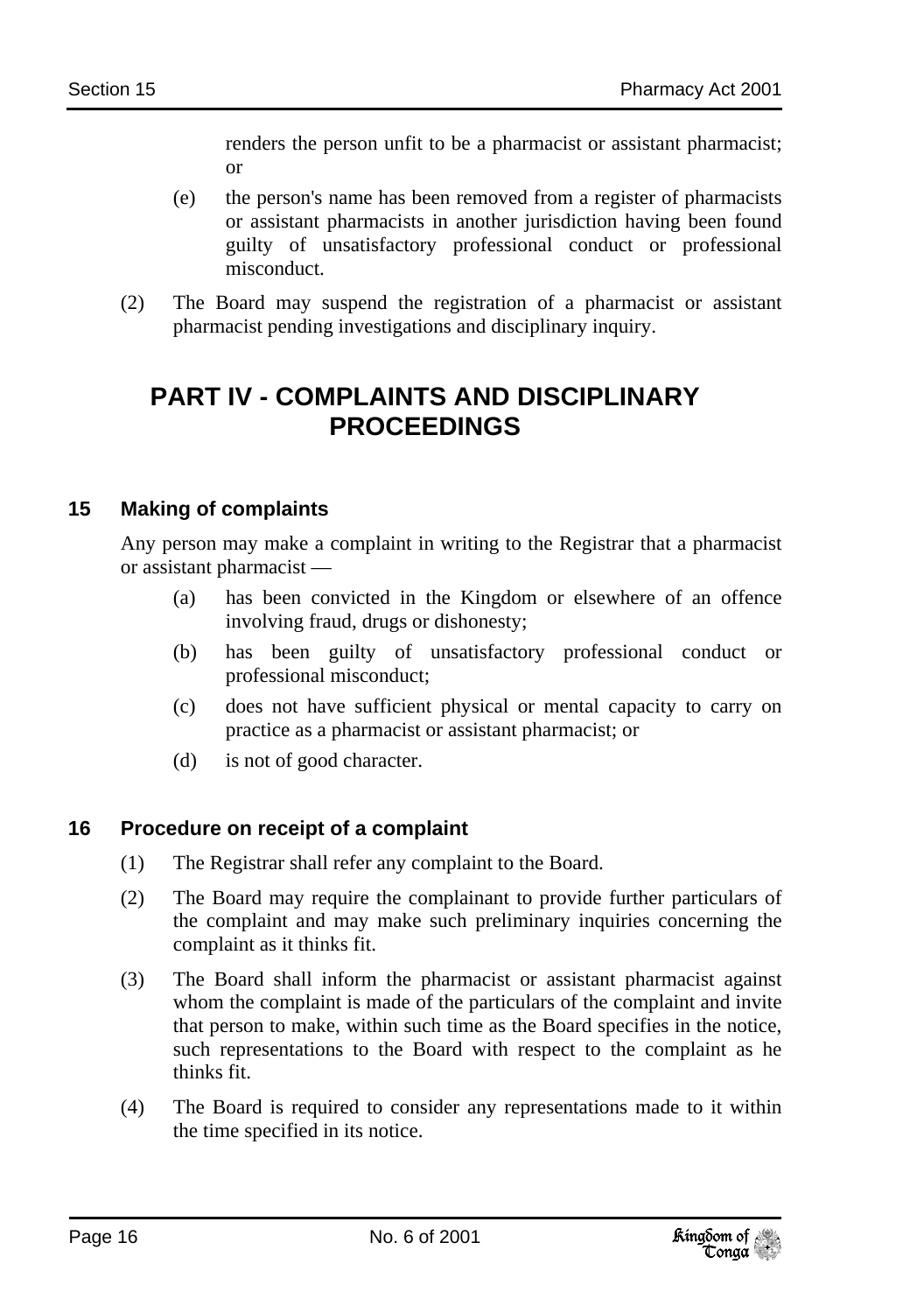renders the person unfit to be a pharmacist or assistant pharmacist; or

(e) the person's name has been removed from a register of pharmacists or assistant pharmacists in another jurisdiction having been found guilty of unsatisfactory professional conduct or professional misconduct.

(2) The Board may suspend the registration of a pharmacist or assistant pharmacist pending investigations and disciplinary inquiry.

# PART IV - COMPLAINTS AND DISCIPLINARY PROCEEDINGS

## 15 Making of complaints

Any person may make a complaint in writing to the Registrar that a pharmacist or assistant pharmacist —

(a) has been convicted in the Kingdom or elsewhere of an offence involving fraud, drugs or dishonesty;

(b) has been guilty of unsatisfactory professional conduct or professional misconduct;

(c) does not have sufficient physical or mental capacity to carry on practice as a pharmacist or assistant pharmacist; or

(d) is not of good character.

## 16 Procedure on receipt of a complaint

(1) The Registrar shall refer any complaint to the Board.

(2) The Board may require the complainant to provide further particulars of the complaint and may make such preliminary inquiries concerning the complaint as it thinks fit.

(3) The Board shall inform the pharmacist or assistant pharmacist against whom the complaint is made of the particulars of the complaint and invite that person to make, within such time as the Board specifies in the notice, such representations to the Board with respect to the complaint as he thinks fit.

(4) The Board is required to consider any representations made to it within the time specified in its notice.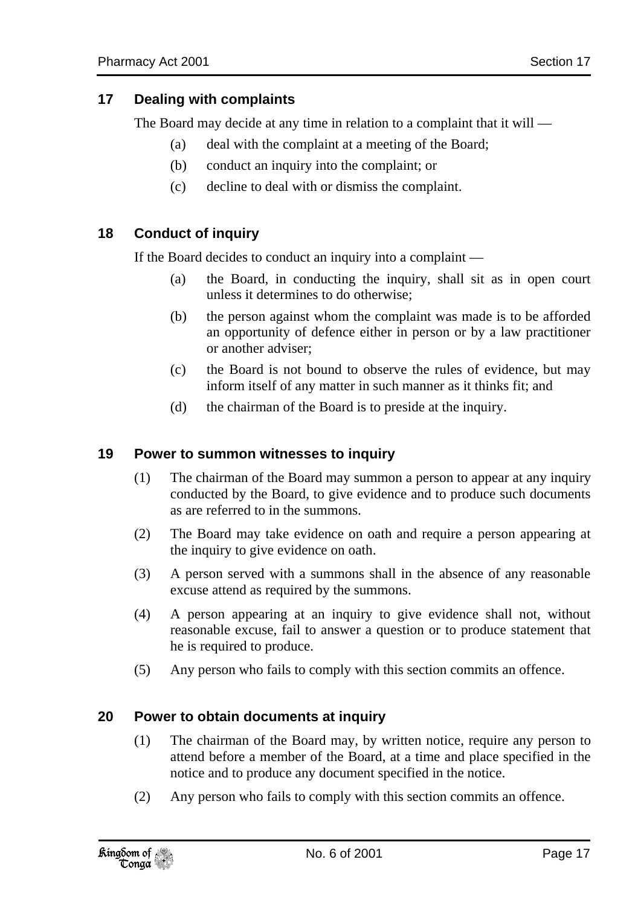### 17 Dealing with complaints

The Board may decide at any time in relation to a complaint that it will —

(a) deal with the complaint at a meeting of the Board;

(b) conduct an inquiry into the complaint; or

(c) decline to deal with or dismiss the complaint.

### 18 Conduct of inquiry

If the Board decides to conduct an inquiry into a complaint —

(a) the Board, in conducting the inquiry, shall sit as in open court unless it determines to do otherwise;

(b) the person against whom the complaint was made is to be afforded an opportunity of defence either in person or by a law practitioner or another adviser;

(c) the Board is not bound to observe the rules of evidence, but may inform itself of any matter in such manner as it thinks fit; and

(d) the chairman of the Board is to preside at the inquiry.

### 19 Power to summon witnesses to inquiry

(1) The chairman of the Board may summon a person to appear at any inquiry conducted by the Board, to give evidence and to produce such documents as are referred to in the summons.

(2) The Board may take evidence on oath and require a person appearing at the inquiry to give evidence on oath.

(3) A person served with a summons shall in the absence of any reasonable excuse attend as required by the summons.

(4) A person appearing at an inquiry to give evidence shall not, without reasonable excuse, fail to answer a question or to produce statement that he is required to produce.

(5) Any person who fails to comply with this section commits an offence.

### 20 Power to obtain documents at inquiry

(1) The chairman of the Board may, by written notice, require any person to attend before a member of the Board, at a time and place specified in the notice and to produce any document specified in the notice.

(2) Any person who fails to comply with this section commits an offence.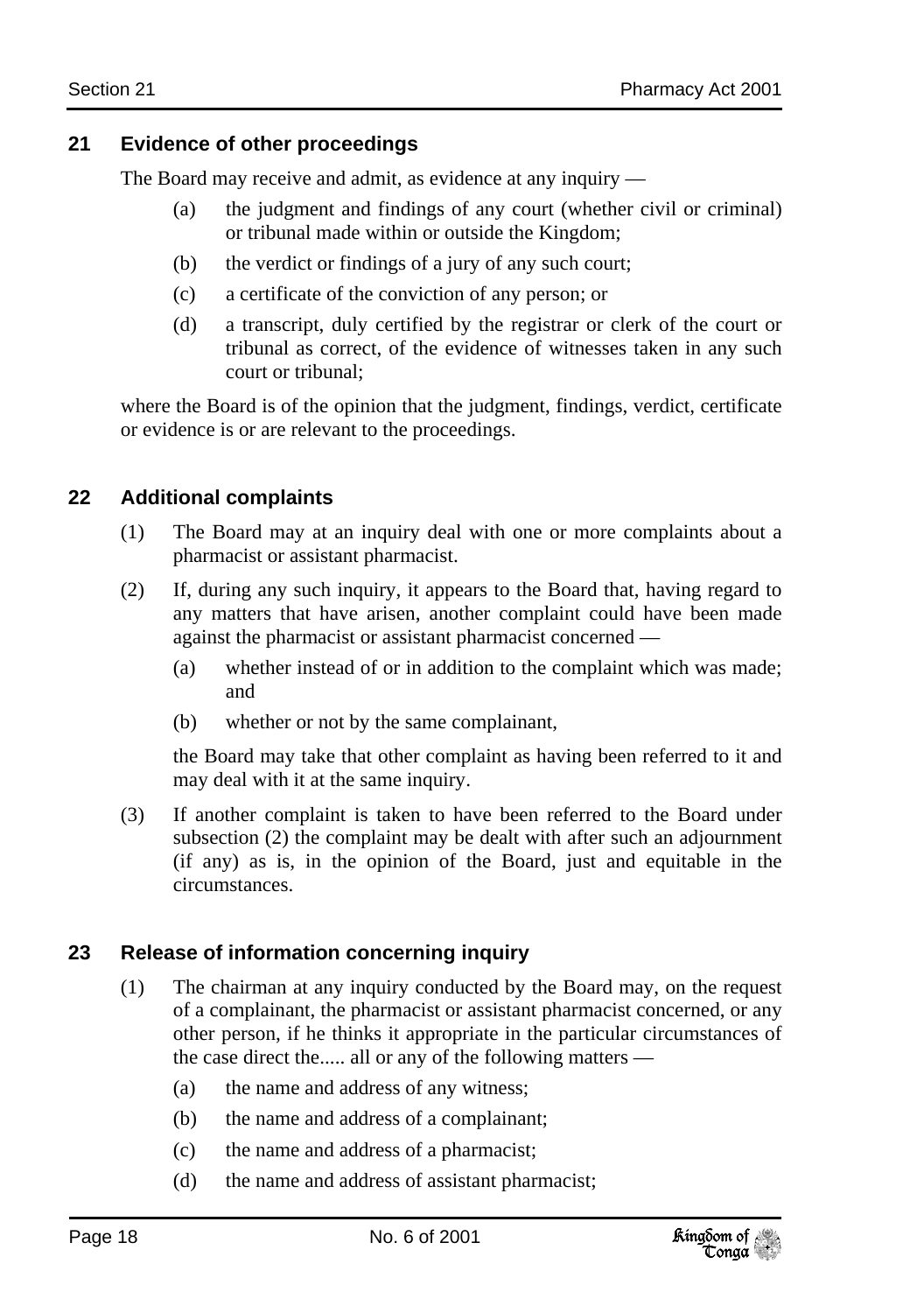## 21 Evidence of other proceedings

The Board may receive and admit, as evidence at any inquiry —

(a) the judgment and findings of any court (whether civil or criminal) or tribunal made within or outside the Kingdom;

(b) the verdict or findings of a jury of any such court;

(c) a certificate of the conviction of any person; or

(d) a transcript, duly certified by the registrar or clerk of the court or tribunal as correct, of the evidence of witnesses taken in any such court or tribunal;

where the Board is of the opinion that the judgment, findings, verdict, certificate or evidence is or are relevant to the proceedings.

## 22 Additional complaints

(1) The Board may at an inquiry deal with one or more complaints about a pharmacist or assistant pharmacist.

(2) If, during any such inquiry, it appears to the Board that, having regard to any matters that have arisen, another complaint could have been made against the pharmacist or assistant pharmacist concerned —

(a) whether instead of or in addition to the complaint which was made; and

(b) whether or not by the same complainant,

the Board may take that other complaint as having been referred to it and may deal with it at the same inquiry.

(3) If another complaint is taken to have been referred to the Board under subsection (2) the complaint may be dealt with after such an adjournment (if any) as is, in the opinion of the Board, just and equitable in the circumstances.

## 23 Release of information concerning inquiry

(1) The chairman at any inquiry conducted by the Board may, on the request of a complainant, the pharmacist or assistant pharmacist concerned, or any other person, if he thinks it appropriate in the particular circumstances of the case direct the..... all or any of the following matters —

(a) the name and address of any witness;

(b) the name and address of a complainant;

(c) the name and address of a pharmacist;

(d) the name and address of assistant pharmacist;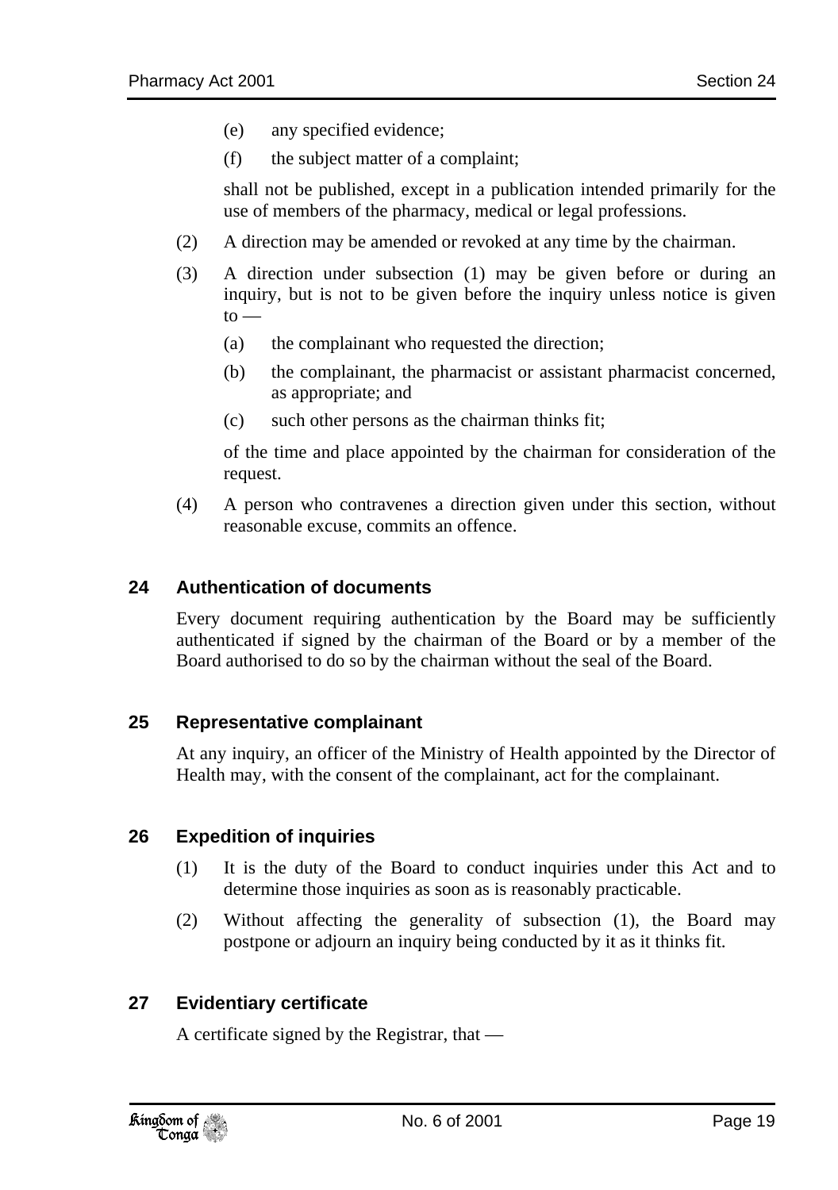(e) any specified evidence;

(f) the subject matter of a complaint;

shall not be published, except in a publication intended primarily for the use of members of the pharmacy, medical or legal professions.

(2) A direction may be amended or revoked at any time by the chairman.

(3) A direction under subsection (1) may be given before or during an inquiry, but is not to be given before the inquiry unless notice is given to —

(a) the complainant who requested the direction;

(b) the complainant, the pharmacist or assistant pharmacist concerned, as appropriate; and

(c) such other persons as the chairman thinks fit;

of the time and place appointed by the chairman for consideration of the request.

(4) A person who contravenes a direction given under this section, without reasonable excuse, commits an offence.

## 24 Authentication of documents

Every document requiring authentication by the Board may be sufficiently authenticated if signed by the chairman of the Board or by a member of the Board authorised to do so by the chairman without the seal of the Board.

## 25 Representative complainant

At any inquiry, an officer of the Ministry of Health appointed by the Director of Health may, with the consent of the complainant, act for the complainant.

## 26 Expedition of inquiries

(1) It is the duty of the Board to conduct inquiries under this Act and to determine those inquiries as soon as is reasonably practicable.

(2) Without affecting the generality of subsection (1), the Board may postpone or adjourn an inquiry being conducted by it as it thinks fit.

## 27 Evidentiary certificate

A certificate signed by the Registrar, that —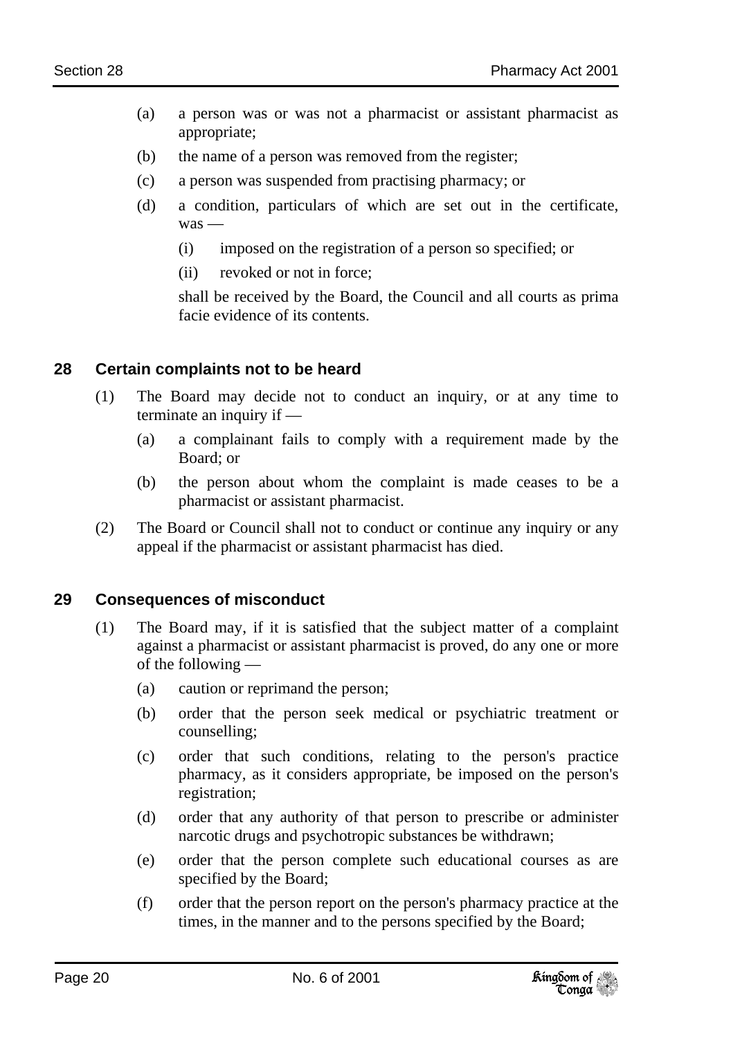(a) a person was or was not a pharmacist or assistant pharmacist as appropriate;

(b) the name of a person was removed from the register;

(c) a person was suspended from practising pharmacy; or

(d) a condition, particulars of which are set out in the certificate, was —

  (i) imposed on the registration of a person so specified; or

  (ii) revoked or not in force;

shall be received by the Board, the Council and all courts as prima facie evidence of its contents.

## 28 Certain complaints not to be heard

(1) The Board may decide not to conduct an inquiry, or at any time to terminate an inquiry if —

  (a) a complainant fails to comply with a requirement made by the Board; or

  (b) the person about whom the complaint is made ceases to be a pharmacist or assistant pharmacist.

(2) The Board or Council shall not to conduct or continue any inquiry or any appeal if the pharmacist or assistant pharmacist has died.

## 29 Consequences of misconduct

(1) The Board may, if it is satisfied that the subject matter of a complaint against a pharmacist or assistant pharmacist is proved, do any one or more of the following —

  (a) caution or reprimand the person;

  (b) order that the person seek medical or psychiatric treatment or counselling;

  (c) order that such conditions, relating to the person's practice pharmacy, as it considers appropriate, be imposed on the person's registration;

  (d) order that any authority of that person to prescribe or administer narcotic drugs and psychotropic substances be withdrawn;

  (e) order that the person complete such educational courses as are specified by the Board;

  (f) order that the person report on the person's pharmacy practice at the times, in the manner and to the persons specified by the Board;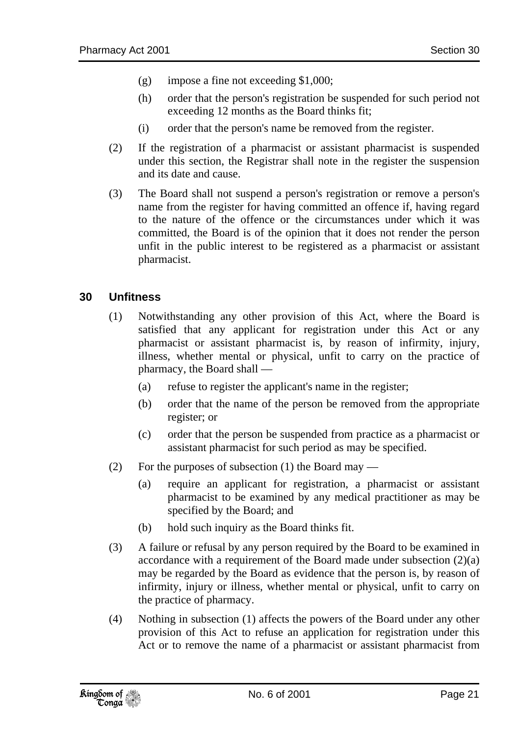(g) impose a fine not exceeding $1,000;

(h) order that the person's registration be suspended for such period not exceeding 12 months as the Board thinks fit;

(i) order that the person's name be removed from the register.

(2) If the registration of a pharmacist or assistant pharmacist is suspended under this section, the Registrar shall note in the register the suspension and its date and cause.

(3) The Board shall not suspend a person's registration or remove a person's name from the register for having committed an offence if, having regard to the nature of the offence or the circumstances under which it was committed, the Board is of the opinion that it does not render the person unfit in the public interest to be registered as a pharmacist or assistant pharmacist.

### 30 Unfitness

(1) Notwithstanding any other provision of this Act, where the Board is satisfied that any applicant for registration under this Act or any pharmacist or assistant pharmacist is, by reason of infirmity, injury, illness, whether mental or physical, unfit to carry on the practice of pharmacy, the Board shall —

(a) refuse to register the applicant's name in the register;

(b) order that the name of the person be removed from the appropriate register; or

(c) order that the person be suspended from practice as a pharmacist or assistant pharmacist for such period as may be specified.

(2) For the purposes of subsection (1) the Board may —

(a) require an applicant for registration, a pharmacist or assistant pharmacist to be examined by any medical practitioner as may be specified by the Board; and

(b) hold such inquiry as the Board thinks fit.

(3) A failure or refusal by any person required by the Board to be examined in accordance with a requirement of the Board made under subsection (2)(a) may be regarded by the Board as evidence that the person is, by reason of infirmity, injury or illness, whether mental or physical, unfit to carry on the practice of pharmacy.

(4) Nothing in subsection (1) affects the powers of the Board under any other provision of this Act to refuse an application for registration under this Act or to remove the name of a pharmacist or assistant pharmacist from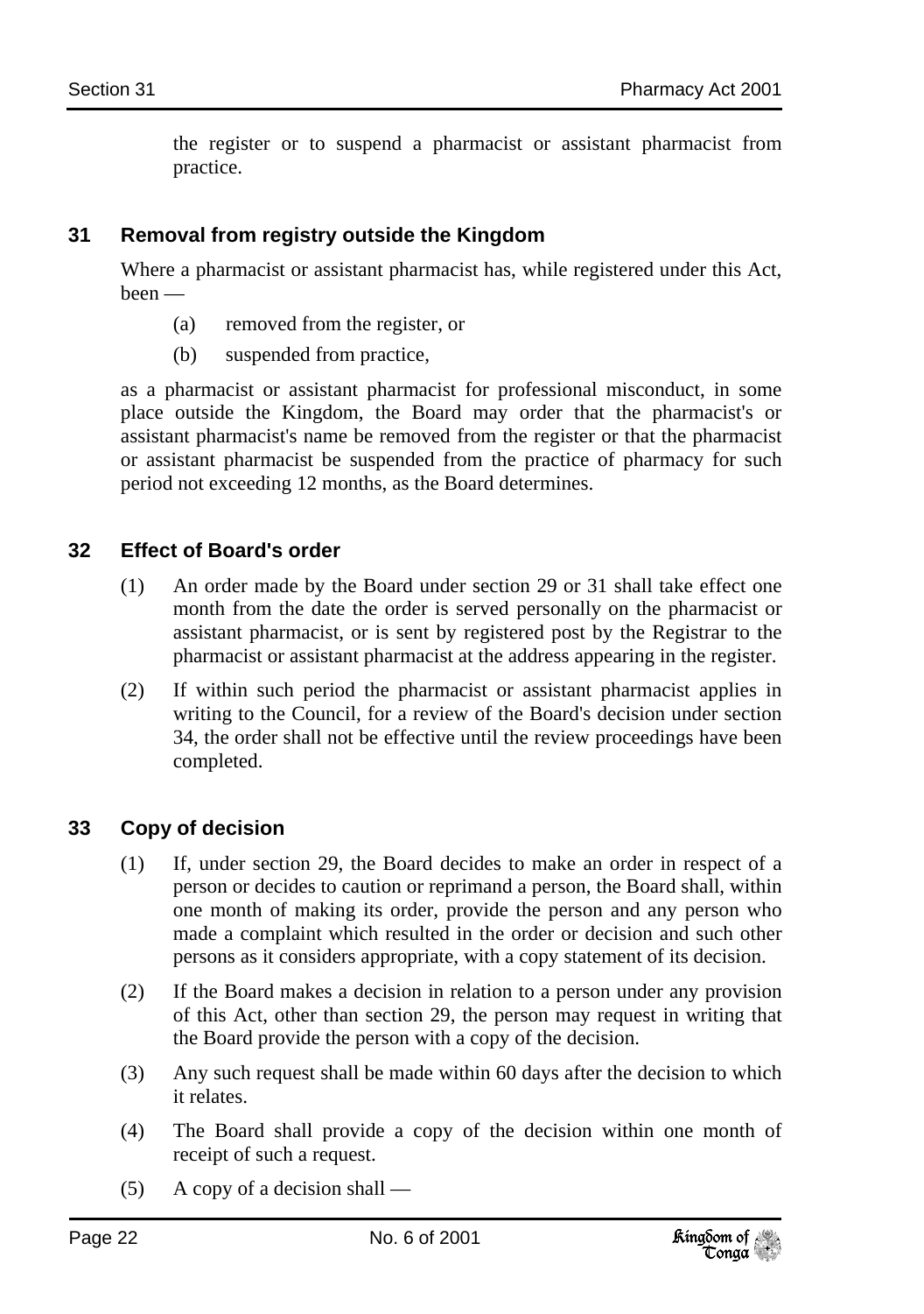the register or to suspend a pharmacist or assistant pharmacist from practice.

## 31 Removal from registry outside the Kingdom

Where a pharmacist or assistant pharmacist has, while registered under this Act, been —

(a) removed from the register, or

(b) suspended from practice,

as a pharmacist or assistant pharmacist for professional misconduct, in some place outside the Kingdom, the Board may order that the pharmacist's or assistant pharmacist's name be removed from the register or that the pharmacist or assistant pharmacist be suspended from the practice of pharmacy for such period not exceeding 12 months, as the Board determines.

## 32 Effect of Board's order

(1) An order made by the Board under section 29 or 31 shall take effect one month from the date the order is served personally on the pharmacist or assistant pharmacist, or is sent by registered post by the Registrar to the pharmacist or assistant pharmacist at the address appearing in the register.

(2) If within such period the pharmacist or assistant pharmacist applies in writing to the Council, for a review of the Board's decision under section 34, the order shall not be effective until the review proceedings have been completed.

## 33 Copy of decision

(1) If, under section 29, the Board decides to make an order in respect of a person or decides to caution or reprimand a person, the Board shall, within one month of making its order, provide the person and any person who made a complaint which resulted in the order or decision and such other persons as it considers appropriate, with a copy statement of its decision.

(2) If the Board makes a decision in relation to a person under any provision of this Act, other than section 29, the person may request in writing that the Board provide the person with a copy of the decision.

(3) Any such request shall be made within 60 days after the decision to which it relates.

(4) The Board shall provide a copy of the decision within one month of receipt of such a request.

(5) A copy of a decision shall —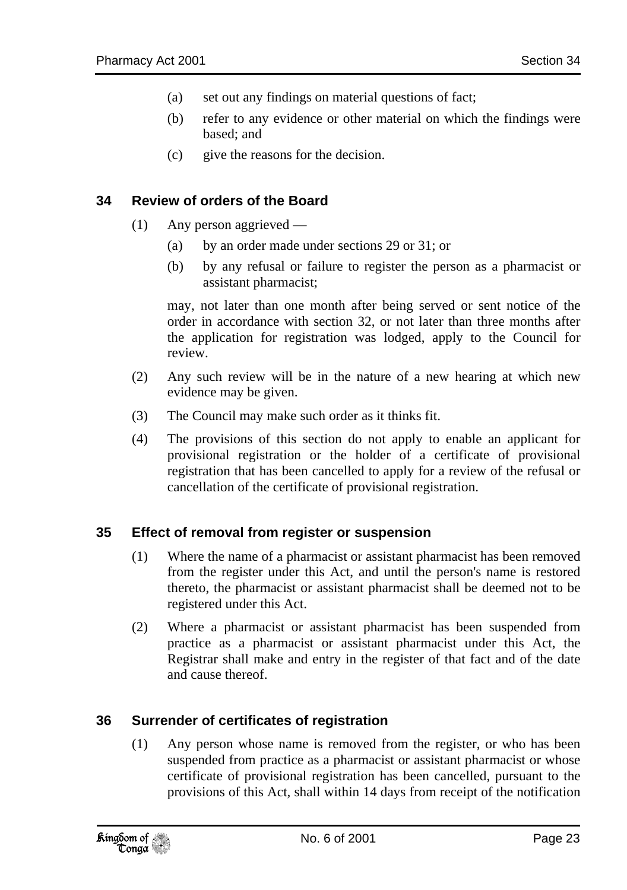(a) set out any findings on material questions of fact;

(b) refer to any evidence or other material on which the findings were based; and

(c) give the reasons for the decision.

### 34 Review of orders of the Board

(1) Any person aggrieved —

(a) by an order made under sections 29 or 31; or

(b) by any refusal or failure to register the person as a pharmacist or assistant pharmacist;

may, not later than one month after being served or sent notice of the order in accordance with section 32, or not later than three months after the application for registration was lodged, apply to the Council for review.

(2) Any such review will be in the nature of a new hearing at which new evidence may be given.

(3) The Council may make such order as it thinks fit.

(4) The provisions of this section do not apply to enable an applicant for provisional registration or the holder of a certificate of provisional registration that has been cancelled to apply for a review of the refusal or cancellation of the certificate of provisional registration.

### 35 Effect of removal from register or suspension

(1) Where the name of a pharmacist or assistant pharmacist has been removed from the register under this Act, and until the person's name is restored thereto, the pharmacist or assistant pharmacist shall be deemed not to be registered under this Act.

(2) Where a pharmacist or assistant pharmacist has been suspended from practice as a pharmacist or assistant pharmacist under this Act, the Registrar shall make and entry in the register of that fact and of the date and cause thereof.

### 36 Surrender of certificates of registration

(1) Any person whose name is removed from the register, or who has been suspended from practice as a pharmacist or assistant pharmacist or whose certificate of provisional registration has been cancelled, pursuant to the provisions of this Act, shall within 14 days from receipt of the notification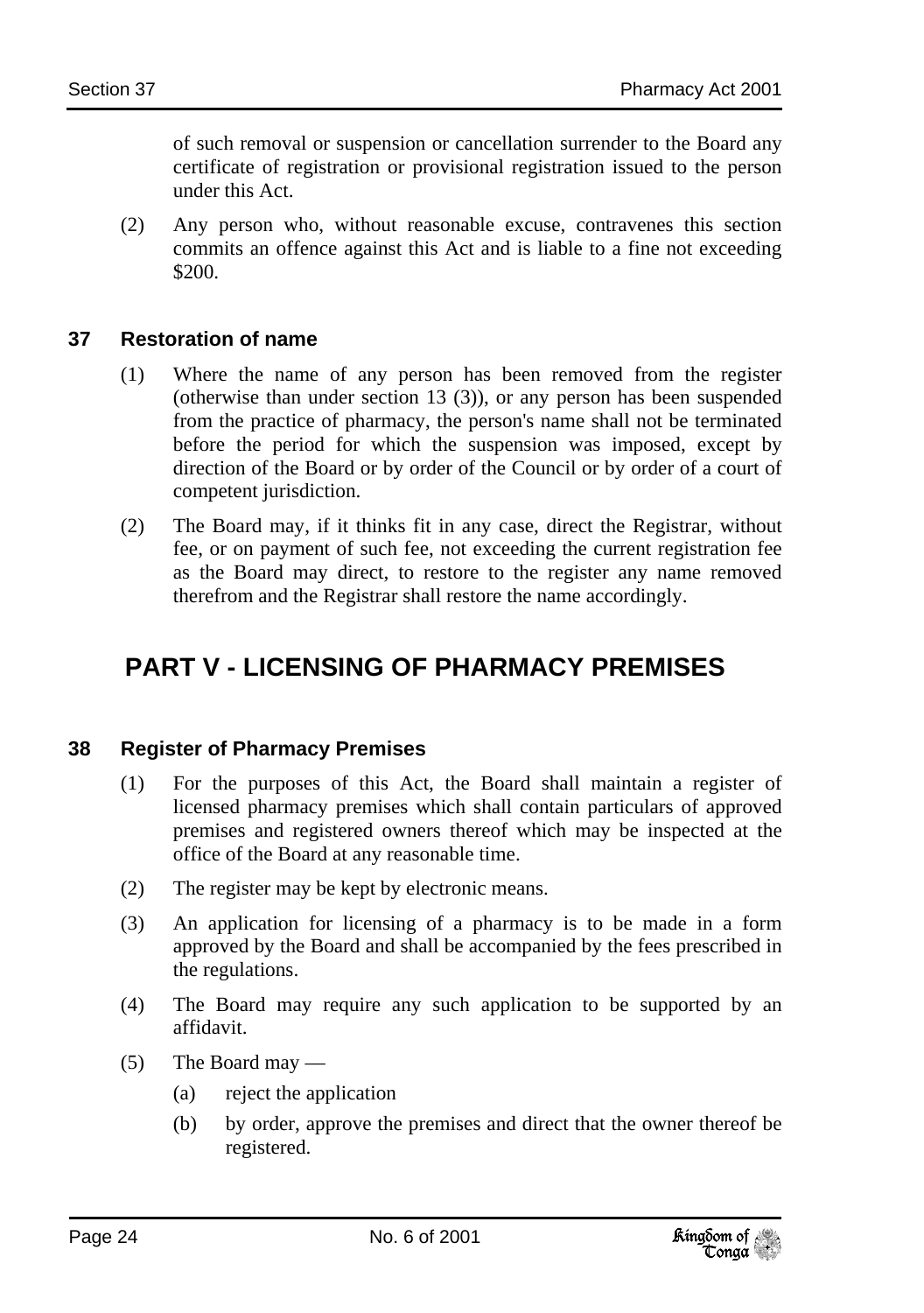of such removal or suspension or cancellation surrender to the Board any certificate of registration or provisional registration issued to the person under this Act.

(2) Any person who, without reasonable excuse, contravenes this section commits an offence against this Act and is liable to a fine not exceeding $200.

### 37 Restoration of name

(1) Where the name of any person has been removed from the register (otherwise than under section 13 (3)), or any person has been suspended from the practice of pharmacy, the person's name shall not be terminated before the period for which the suspension was imposed, except by direction of the Board or by order of the Council or by order of a court of competent jurisdiction.

(2) The Board may, if it thinks fit in any case, direct the Registrar, without fee, or on payment of such fee, not exceeding the current registration fee as the Board may direct, to restore to the register any name removed therefrom and the Registrar shall restore the name accordingly.

## PART V - LICENSING OF PHARMACY PREMISES

### 38 Register of Pharmacy Premises

(1) For the purposes of this Act, the Board shall maintain a register of licensed pharmacy premises which shall contain particulars of approved premises and registered owners thereof which may be inspected at the office of the Board at any reasonable time.

(2) The register may be kept by electronic means.

(3) An application for licensing of a pharmacy is to be made in a form approved by the Board and shall be accompanied by the fees prescribed in the regulations.

(4) The Board may require any such application to be supported by an affidavit.

(5) The Board may —

(a) reject the application

(b) by order, approve the premises and direct that the owner thereof be registered.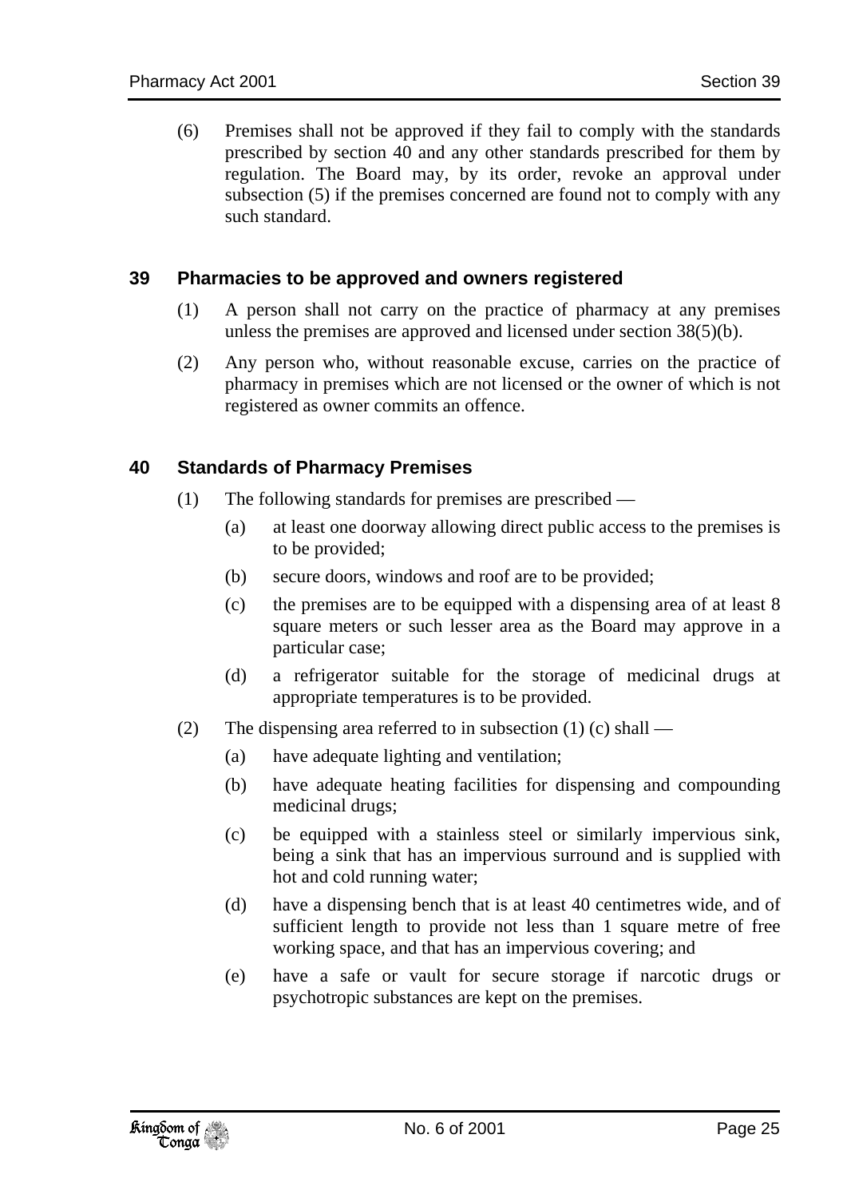(6) Premises shall not be approved if they fail to comply with the standards prescribed by section 40 and any other standards prescribed for them by regulation. The Board may, by its order, revoke an approval under subsection (5) if the premises concerned are found not to comply with any such standard.

## 39 Pharmacies to be approved and owners registered

(1) A person shall not carry on the practice of pharmacy at any premises unless the premises are approved and licensed under section 38(5)(b).

(2) Any person who, without reasonable excuse, carries on the practice of pharmacy in premises which are not licensed or the owner of which is not registered as owner commits an offence.

## 40 Standards of Pharmacy Premises

(1) The following standards for premises are prescribed —

(a) at least one doorway allowing direct public access to the premises is to be provided;

(b) secure doors, windows and roof are to be provided;

(c) the premises are to be equipped with a dispensing area of at least 8 square meters or such lesser area as the Board may approve in a particular case;

(d) a refrigerator suitable for the storage of medicinal drugs at appropriate temperatures is to be provided.

(2) The dispensing area referred to in subsection (1) (c) shall —

(a) have adequate lighting and ventilation;

(b) have adequate heating facilities for dispensing and compounding medicinal drugs;

(c) be equipped with a stainless steel or similarly impervious sink, being a sink that has an impervious surround and is supplied with hot and cold running water;

(d) have a dispensing bench that is at least 40 centimetres wide, and of sufficient length to provide not less than 1 square metre of free working space, and that has an impervious covering; and

(e) have a safe or vault for secure storage if narcotic drugs or psychotropic substances are kept on the premises.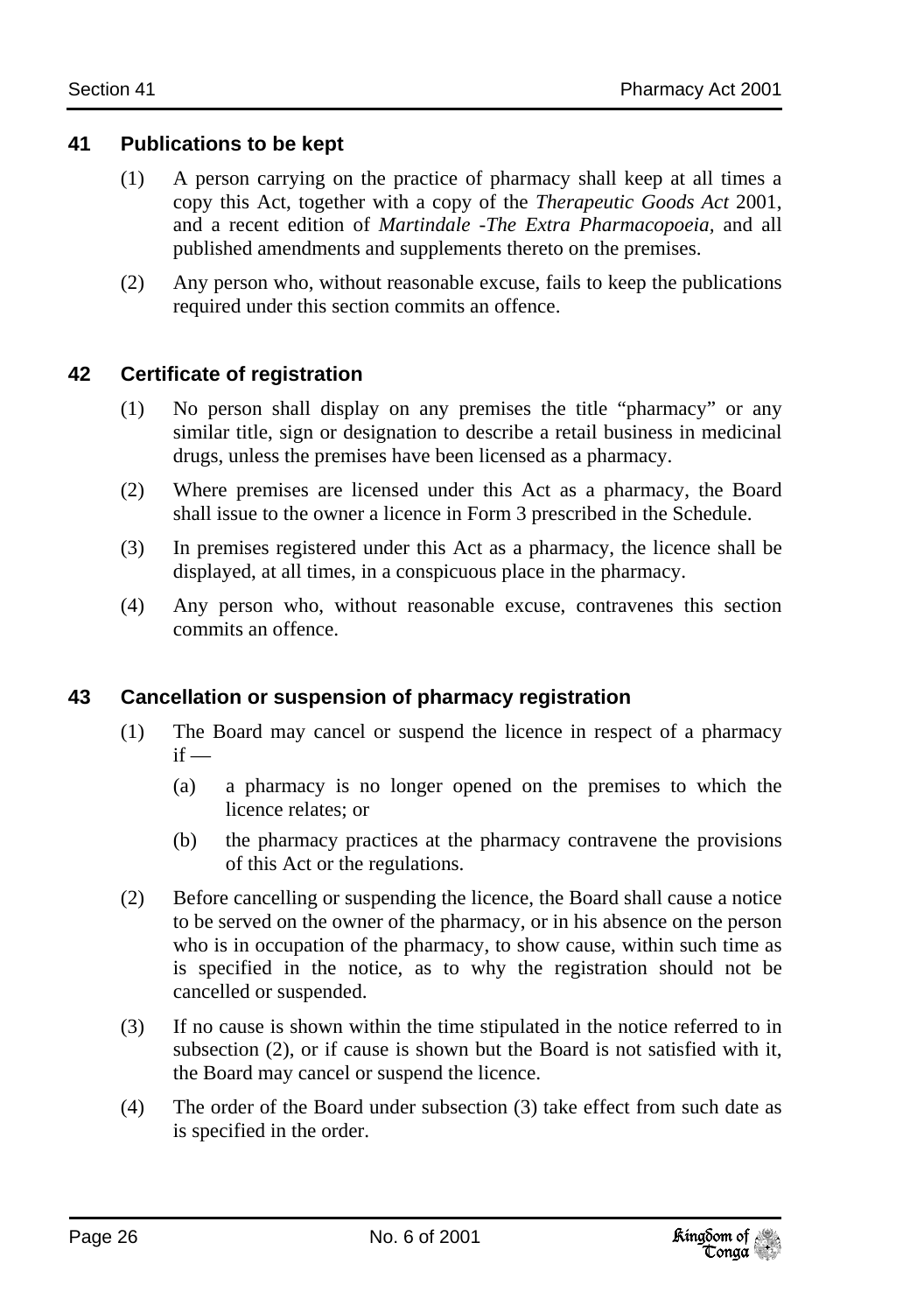### 41 Publications to be kept

(1) A person carrying on the practice of pharmacy shall keep at all times a copy this Act, together with a copy of the *Therapeutic Goods Act* 2001, and a recent edition of *Martindale -The Extra Pharmacopoeia*, and all published amendments and supplements thereto on the premises.

(2) Any person who, without reasonable excuse, fails to keep the publications required under this section commits an offence.

### 42 Certificate of registration

(1) No person shall display on any premises the title "pharmacy" or any similar title, sign or designation to describe a retail business in medicinal drugs, unless the premises have been licensed as a pharmacy.

(2) Where premises are licensed under this Act as a pharmacy, the Board shall issue to the owner a licence in Form 3 prescribed in the Schedule.

(3) In premises registered under this Act as a pharmacy, the licence shall be displayed, at all times, in a conspicuous place in the pharmacy.

(4) Any person who, without reasonable excuse, contravenes this section commits an offence.

### 43 Cancellation or suspension of pharmacy registration

(1) The Board may cancel or suspend the licence in respect of a pharmacy if —

(a) a pharmacy is no longer opened on the premises to which the licence relates; or

(b) the pharmacy practices at the pharmacy contravene the provisions of this Act or the regulations.

(2) Before cancelling or suspending the licence, the Board shall cause a notice to be served on the owner of the pharmacy, or in his absence on the person who is in occupation of the pharmacy, to show cause, within such time as is specified in the notice, as to why the registration should not be cancelled or suspended.

(3) If no cause is shown within the time stipulated in the notice referred to in subsection (2), or if cause is shown but the Board is not satisfied with it, the Board may cancel or suspend the licence.

(4) The order of the Board under subsection (3) take effect from such date as is specified in the order.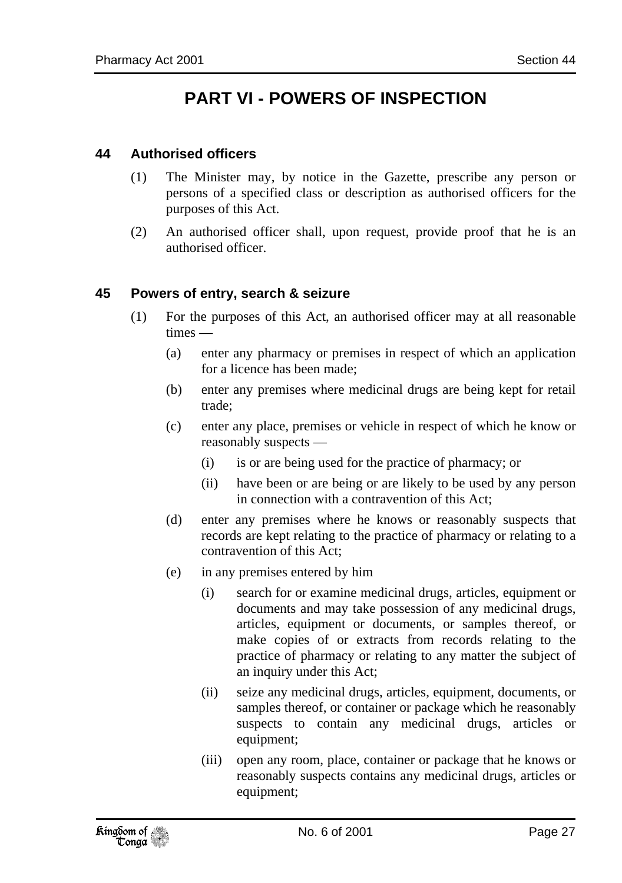# PART VI - POWERS OF INSPECTION

### 44 Authorised officers

(1) The Minister may, by notice in the Gazette, prescribe any person or persons of a specified class or description as authorised officers for the purposes of this Act.

(2) An authorised officer shall, upon request, provide proof that he is an authorised officer.

### 45 Powers of entry, search & seizure

(1) For the purposes of this Act, an authorised officer may at all reasonable times —

- (a) enter any pharmacy or premises in respect of which an application for a licence has been made;
- (b) enter any premises where medicinal drugs are being kept for retail trade;
- (c) enter any place, premises or vehicle in respect of which he know or reasonably suspects —
  - (i) is or are being used for the practice of pharmacy; or
  - (ii) have been or are being or are likely to be used by any person in connection with a contravention of this Act;
- (d) enter any premises where he knows or reasonably suspects that records are kept relating to the practice of pharmacy or relating to a contravention of this Act;
- (e) in any premises entered by him
  - (i) search for or examine medicinal drugs, articles, equipment or documents and may take possession of any medicinal drugs, articles, equipment or documents, or samples thereof, or make copies of or extracts from records relating to the practice of pharmacy or relating to any matter the subject of an inquiry under this Act;
  - (ii) seize any medicinal drugs, articles, equipment, documents, or samples thereof, or container or package which he reasonably suspects to contain any medicinal drugs, articles or equipment;
  - (iii) open any room, place, container or package that he knows or reasonably suspects contains any medicinal drugs, articles or equipment;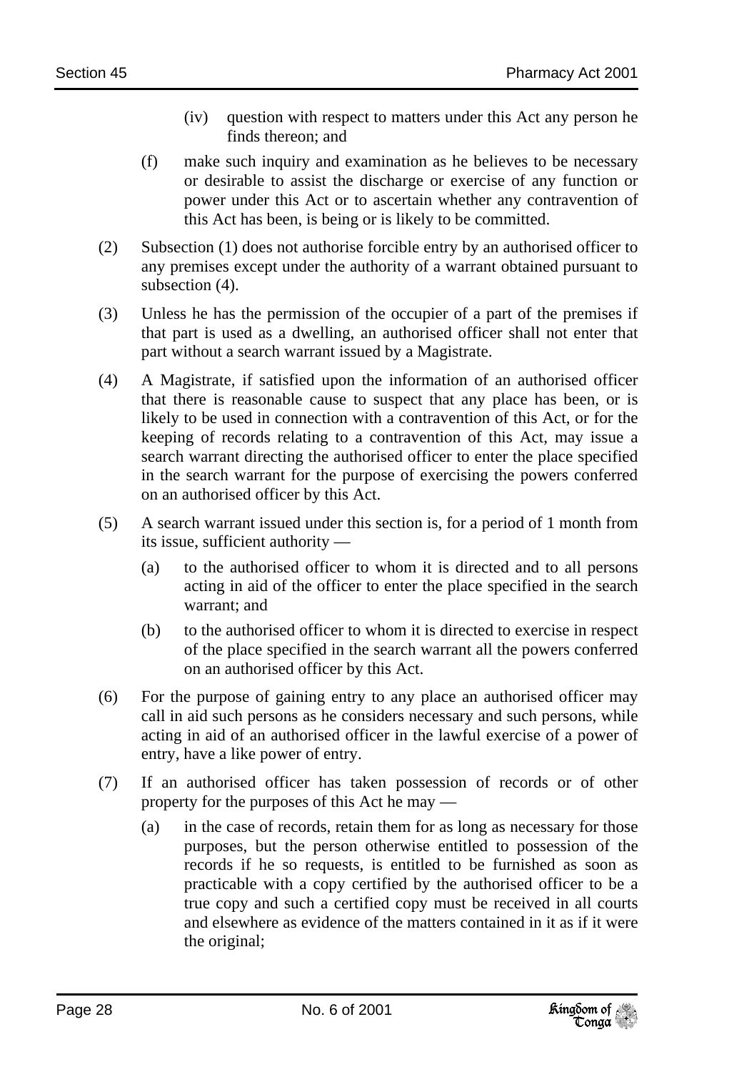(iv) question with respect to matters under this Act any person he finds thereon; and

(f) make such inquiry and examination as he believes to be necessary or desirable to assist the discharge or exercise of any function or power under this Act or to ascertain whether any contravention of this Act has been, is being or is likely to be committed.

(2) Subsection (1) does not authorise forcible entry by an authorised officer to any premises except under the authority of a warrant obtained pursuant to subsection (4).

(3) Unless he has the permission of the occupier of a part of the premises if that part is used as a dwelling, an authorised officer shall not enter that part without a search warrant issued by a Magistrate.

(4) A Magistrate, if satisfied upon the information of an authorised officer that there is reasonable cause to suspect that any place has been, or is likely to be used in connection with a contravention of this Act, or for the keeping of records relating to a contravention of this Act, may issue a search warrant directing the authorised officer to enter the place specified in the search warrant for the purpose of exercising the powers conferred on an authorised officer by this Act.

(5) A search warrant issued under this section is, for a period of 1 month from its issue, sufficient authority —

(a) to the authorised officer to whom it is directed and to all persons acting in aid of the officer to enter the place specified in the search warrant; and

(b) to the authorised officer to whom it is directed to exercise in respect of the place specified in the search warrant all the powers conferred on an authorised officer by this Act.

(6) For the purpose of gaining entry to any place an authorised officer may call in aid such persons as he considers necessary and such persons, while acting in aid of an authorised officer in the lawful exercise of a power of entry, have a like power of entry.

(7) If an authorised officer has taken possession of records or of other property for the purposes of this Act he may —

(a) in the case of records, retain them for as long as necessary for those purposes, but the person otherwise entitled to possession of the records if he so requests, is entitled to be furnished as soon as practicable with a copy certified by the authorised officer to be a true copy and such a certified copy must be received in all courts and elsewhere as evidence of the matters contained in it as if it were the original;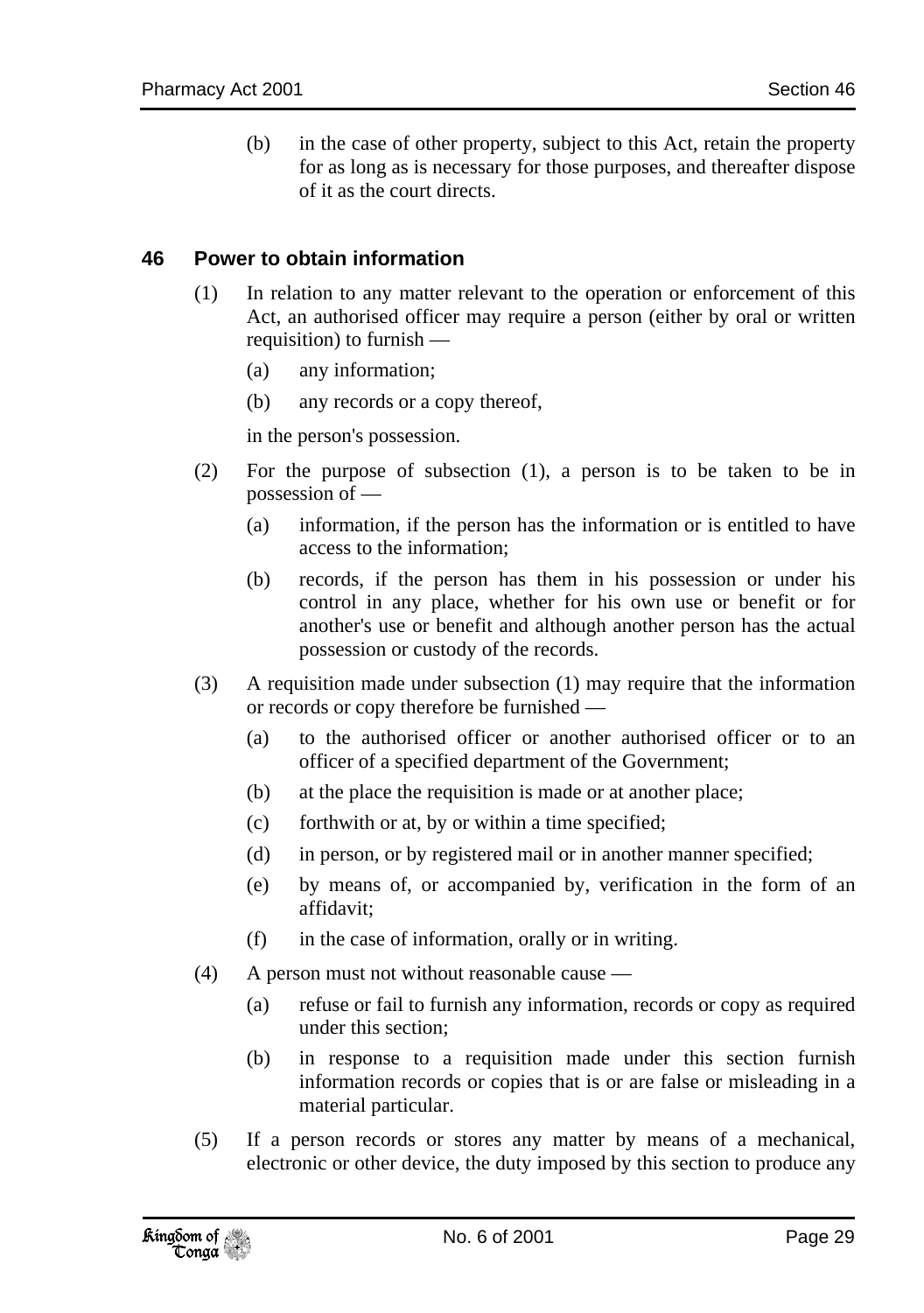(b) in the case of other property, subject to this Act, retain the property for as long as is necessary for those purposes, and thereafter dispose of it as the court directs.

## 46 Power to obtain information

(1) In relation to any matter relevant to the operation or enforcement of this Act, an authorised officer may require a person (either by oral or written requisition) to furnish —

(a) any information;

(b) any records or a copy thereof,

in the person's possession.

(2) For the purpose of subsection (1), a person is to be taken to be in possession of —

(a) information, if the person has the information or is entitled to have access to the information;

(b) records, if the person has them in his possession or under his control in any place, whether for his own use or benefit or for another's use or benefit and although another person has the actual possession or custody of the records.

(3) A requisition made under subsection (1) may require that the information or records or copy therefore be furnished —

(a) to the authorised officer or another authorised officer or to an officer of a specified department of the Government;

(b) at the place the requisition is made or at another place;

(c) forthwith or at, by or within a time specified;

(d) in person, or by registered mail or in another manner specified;

(e) by means of, or accompanied by, verification in the form of an affidavit;

(f) in the case of information, orally or in writing.

(4) A person must not without reasonable cause —

(a) refuse or fail to furnish any information, records or copy as required under this section;

(b) in response to a requisition made under this section furnish information records or copies that is or are false or misleading in a material particular.

(5) If a person records or stores any matter by means of a mechanical, electronic or other device, the duty imposed by this section to produce any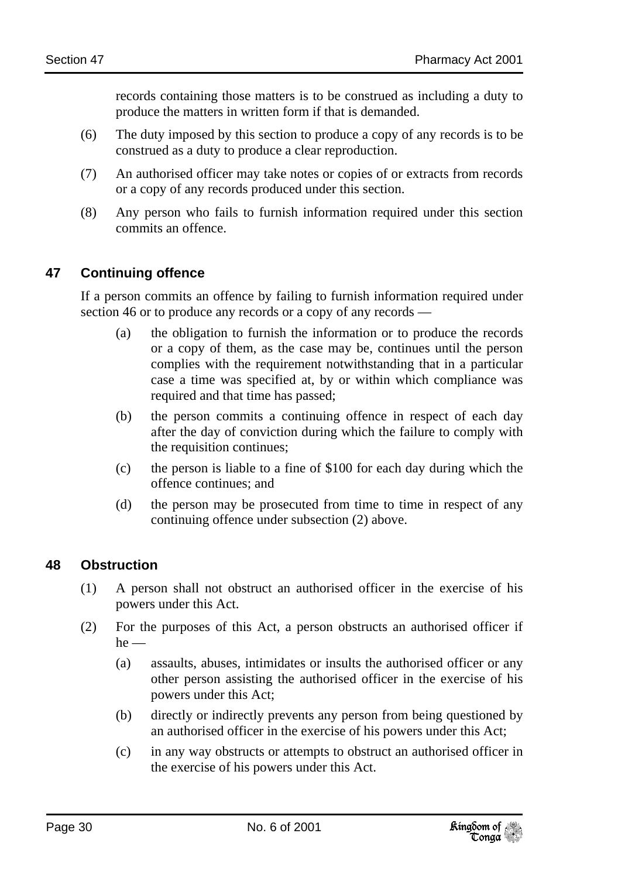records containing those matters is to be construed as including a duty to produce the matters in written form if that is demanded.

(6) The duty imposed by this section to produce a copy of any records is to be construed as a duty to produce a clear reproduction.

(7) An authorised officer may take notes or copies of or extracts from records or a copy of any records produced under this section.

(8) Any person who fails to furnish information required under this section commits an offence.

## 47 Continuing offence

If a person commits an offence by failing to furnish information required under section 46 or to produce any records or a copy of any records —

(a) the obligation to furnish the information or to produce the records or a copy of them, as the case may be, continues until the person complies with the requirement notwithstanding that in a particular case a time was specified at, by or within which compliance was required and that time has passed;

(b) the person commits a continuing offence in respect of each day after the day of conviction during which the failure to comply with the requisition continues;

(c) the person is liable to a fine of $100 for each day during which the offence continues; and

(d) the person may be prosecuted from time to time in respect of any continuing offence under subsection (2) above.

## 48 Obstruction

(1) A person shall not obstruct an authorised officer in the exercise of his powers under this Act.

(2) For the purposes of this Act, a person obstructs an authorised officer if he —

(a) assaults, abuses, intimidates or insults the authorised officer or any other person assisting the authorised officer in the exercise of his powers under this Act;

(b) directly or indirectly prevents any person from being questioned by an authorised officer in the exercise of his powers under this Act;

(c) in any way obstructs or attempts to obstruct an authorised officer in the exercise of his powers under this Act.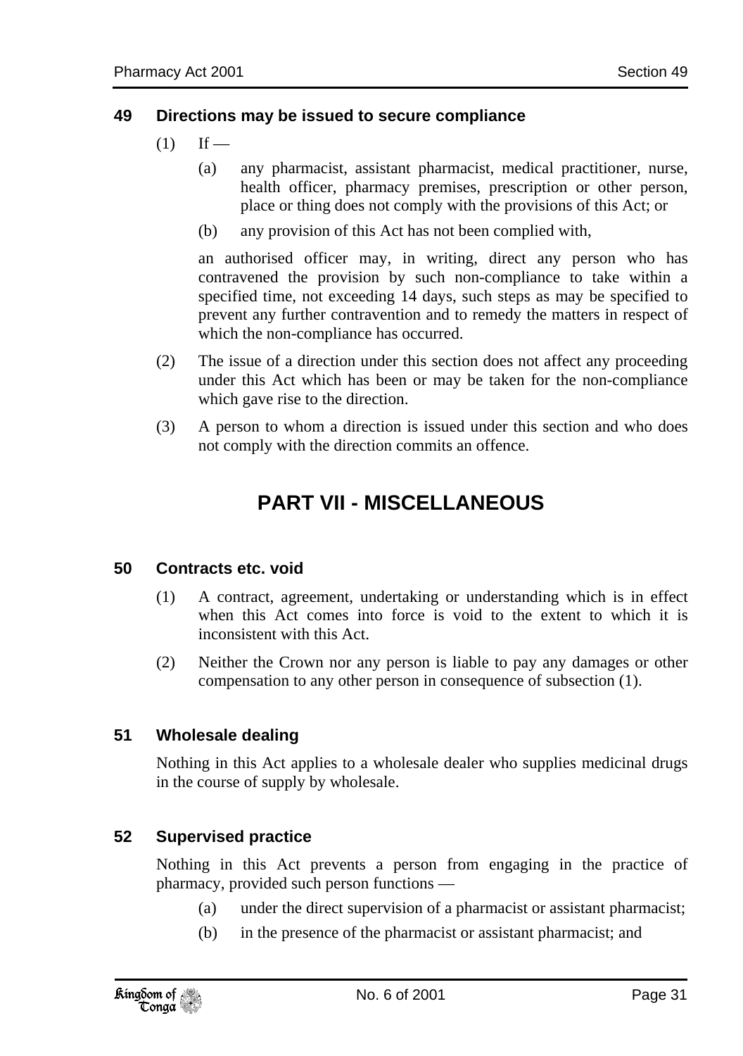### 49 Directions may be issued to secure compliance

(1) If —

(a) any pharmacist, assistant pharmacist, medical practitioner, nurse, health officer, pharmacy premises, prescription or other person, place or thing does not comply with the provisions of this Act; or

(b) any provision of this Act has not been complied with,

an authorised officer may, in writing, direct any person who has contravened the provision by such non-compliance to take within a specified time, not exceeding 14 days, such steps as may be specified to prevent any further contravention and to remedy the matters in respect of which the non-compliance has occurred.

(2) The issue of a direction under this section does not affect any proceeding under this Act which has been or may be taken for the non-compliance which gave rise to the direction.

(3) A person to whom a direction is issued under this section and who does not comply with the direction commits an offence.

## PART VII - MISCELLANEOUS

### 50 Contracts etc. void

(1) A contract, agreement, undertaking or understanding which is in effect when this Act comes into force is void to the extent to which it is inconsistent with this Act.

(2) Neither the Crown nor any person is liable to pay any damages or other compensation to any other person in consequence of subsection (1).

### 51 Wholesale dealing

Nothing in this Act applies to a wholesale dealer who supplies medicinal drugs in the course of supply by wholesale.

### 52 Supervised practice

Nothing in this Act prevents a person from engaging in the practice of pharmacy, provided such person functions —

(a) under the direct supervision of a pharmacist or assistant pharmacist;

(b) in the presence of the pharmacist or assistant pharmacist; and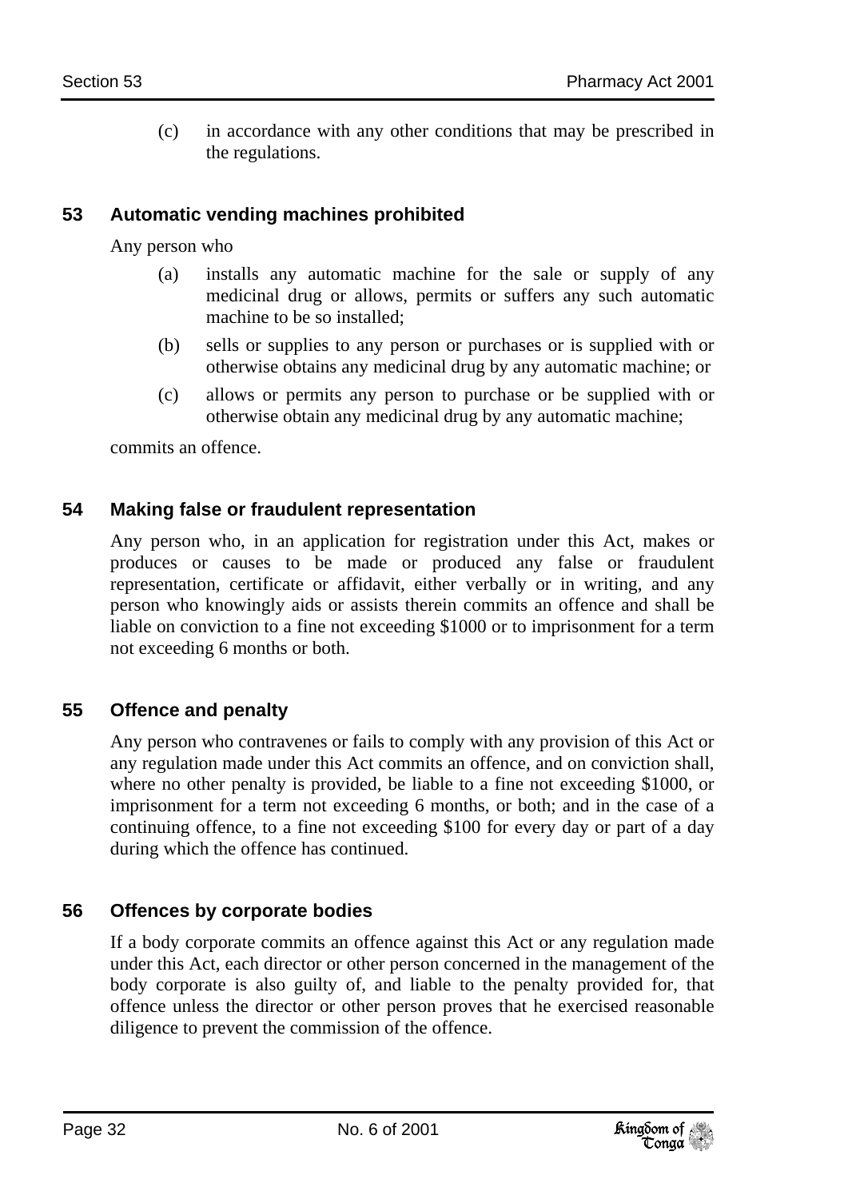(c) in accordance with any other conditions that may be prescribed in the regulations.

### 53 Automatic vending machines prohibited

Any person who

(a) installs any automatic machine for the sale or supply of any medicinal drug or allows, permits or suffers any such automatic machine to be so installed;

(b) sells or supplies to any person or purchases or is supplied with or otherwise obtains any medicinal drug by any automatic machine; or

(c) allows or permits any person to purchase or be supplied with or otherwise obtain any medicinal drug by any automatic machine;

commits an offence.

### 54 Making false or fraudulent representation

Any person who, in an application for registration under this Act, makes or produces or causes to be made or produced any false or fraudulent representation, certificate or affidavit, either verbally or in writing, and any person who knowingly aids or assists therein commits an offence and shall be liable on conviction to a fine not exceeding $1000 or to imprisonment for a term not exceeding 6 months or both.

### 55 Offence and penalty

Any person who contravenes or fails to comply with any provision of this Act or any regulation made under this Act commits an offence, and on conviction shall, where no other penalty is provided, be liable to a fine not exceeding $1000, or imprisonment for a term not exceeding 6 months, or both; and in the case of a continuing offence, to a fine not exceeding $100 for every day or part of a day during which the offence has continued.

### 56 Offences by corporate bodies

If a body corporate commits an offence against this Act or any regulation made under this Act, each director or other person concerned in the management of the body corporate is also guilty of, and liable to the penalty provided for, that offence unless the director or other person proves that he exercised reasonable diligence to prevent the commission of the offence.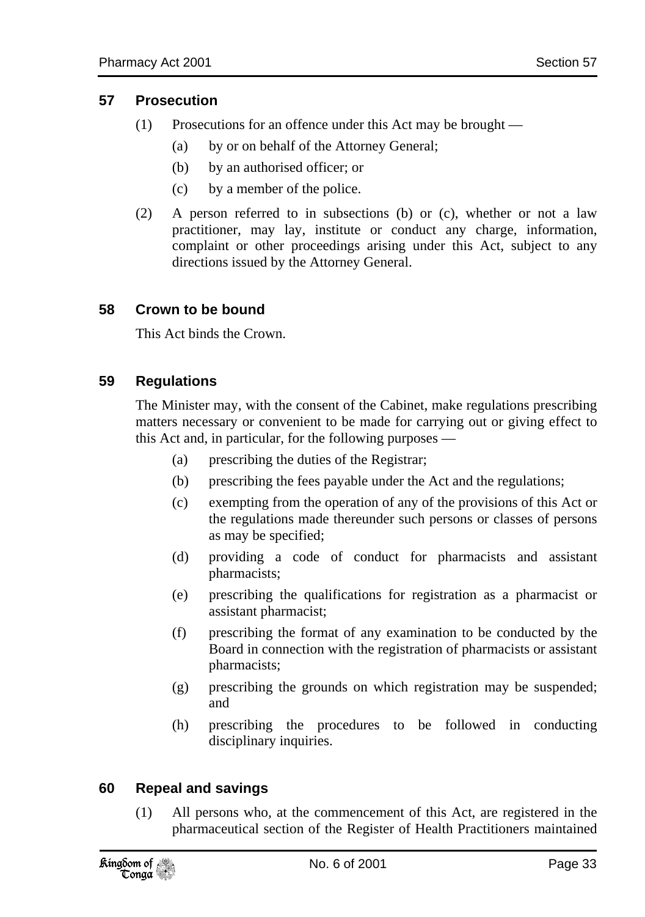## 57 Prosecution

(1) Prosecutions for an offence under this Act may be brought —

   (a) by or on behalf of the Attorney General;

   (b) by an authorised officer; or

   (c) by a member of the police.

(2) A person referred to in subsections (b) or (c), whether or not a law practitioner, may lay, institute or conduct any charge, information, complaint or other proceedings arising under this Act, subject to any directions issued by the Attorney General.

## 58 Crown to be bound

This Act binds the Crown.

## 59 Regulations

The Minister may, with the consent of the Cabinet, make regulations prescribing matters necessary or convenient to be made for carrying out or giving effect to this Act and, in particular, for the following purposes —

   (a) prescribing the duties of the Registrar;

   (b) prescribing the fees payable under the Act and the regulations;

   (c) exempting from the operation of any of the provisions of this Act or the regulations made thereunder such persons or classes of persons as may be specified;

   (d) providing a code of conduct for pharmacists and assistant pharmacists;

   (e) prescribing the qualifications for registration as a pharmacist or assistant pharmacist;

   (f) prescribing the format of any examination to be conducted by the Board in connection with the registration of pharmacists or assistant pharmacists;

   (g) prescribing the grounds on which registration may be suspended; and

   (h) prescribing the procedures to be followed in conducting disciplinary inquiries.

## 60 Repeal and savings

(1) All persons who, at the commencement of this Act, are registered in the pharmaceutical section of the Register of Health Practitioners maintained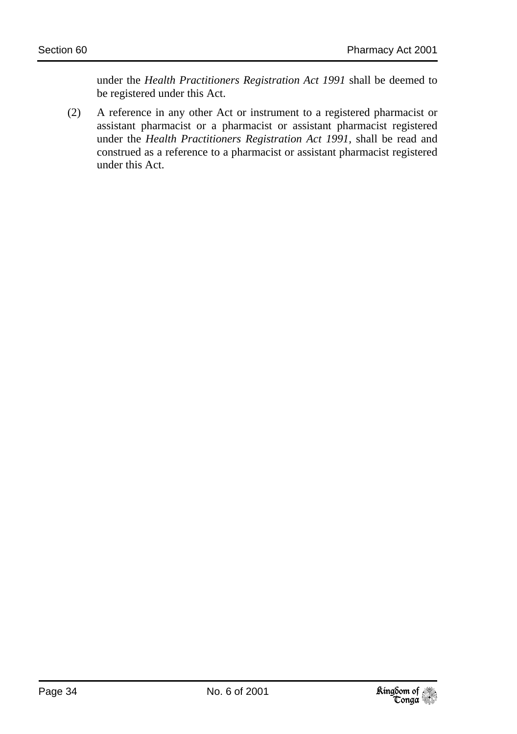under the *Health Practitioners Registration Act 1991* shall be deemed to be registered under this Act.

(2) A reference in any other Act or instrument to a registered pharmacist or assistant pharmacist or a pharmacist or assistant pharmacist registered under the *Health Practitioners Registration Act 1991*, shall be read and construed as a reference to a pharmacist or assistant pharmacist registered under this Act.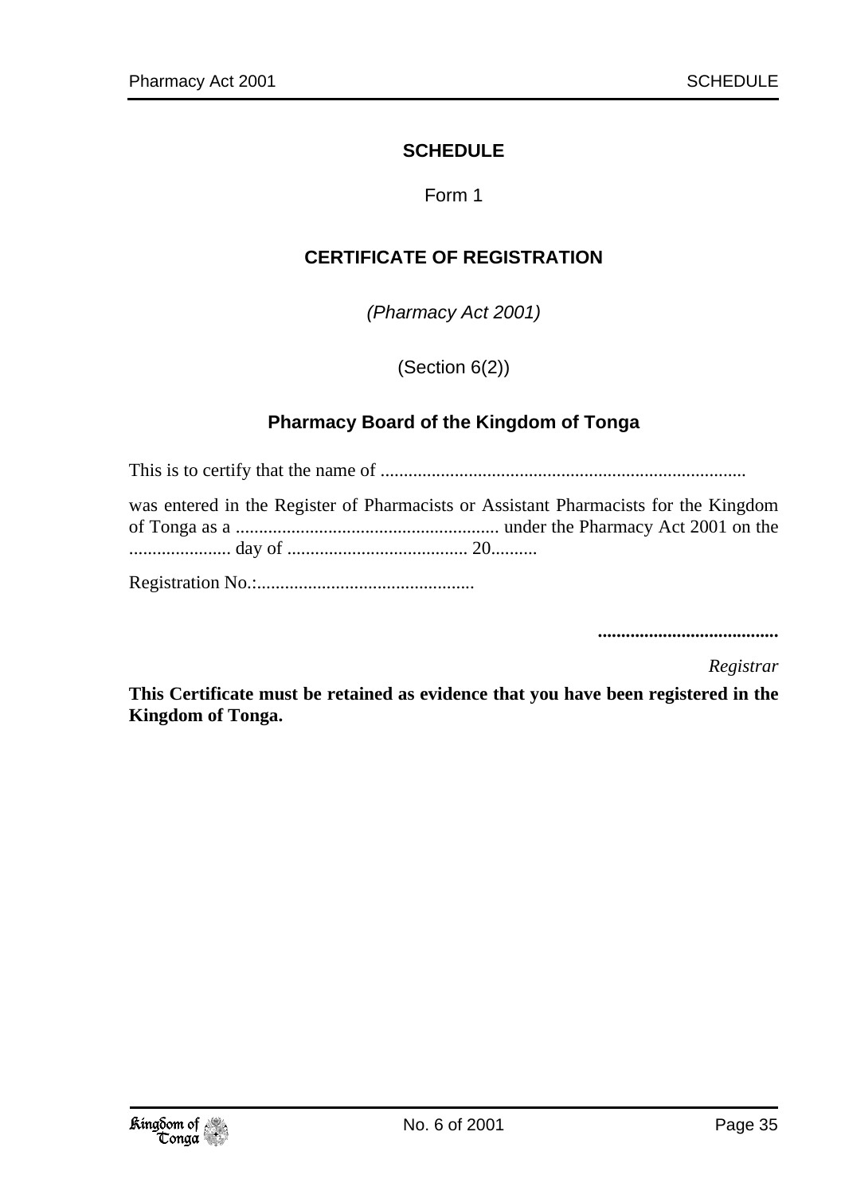# SCHEDULE

Form 1

## CERTIFICATE OF REGISTRATION

*(Pharmacy Act 2001)*

(Section 6(2))

### Pharmacy Board of the Kingdom of Tonga

This is to certify that the name of ...............................................................................

was entered in the Register of Pharmacists or Assistant Pharmacists for the Kingdom of Tonga as a ......................................................... under the Pharmacy Act 2001 on the ...................... day of ....................................... 20..........

Registration No.:...............................................

**.......................................**

*Registrar*

**This Certificate must be retained as evidence that you have been registered in the Kingdom of Tonga.**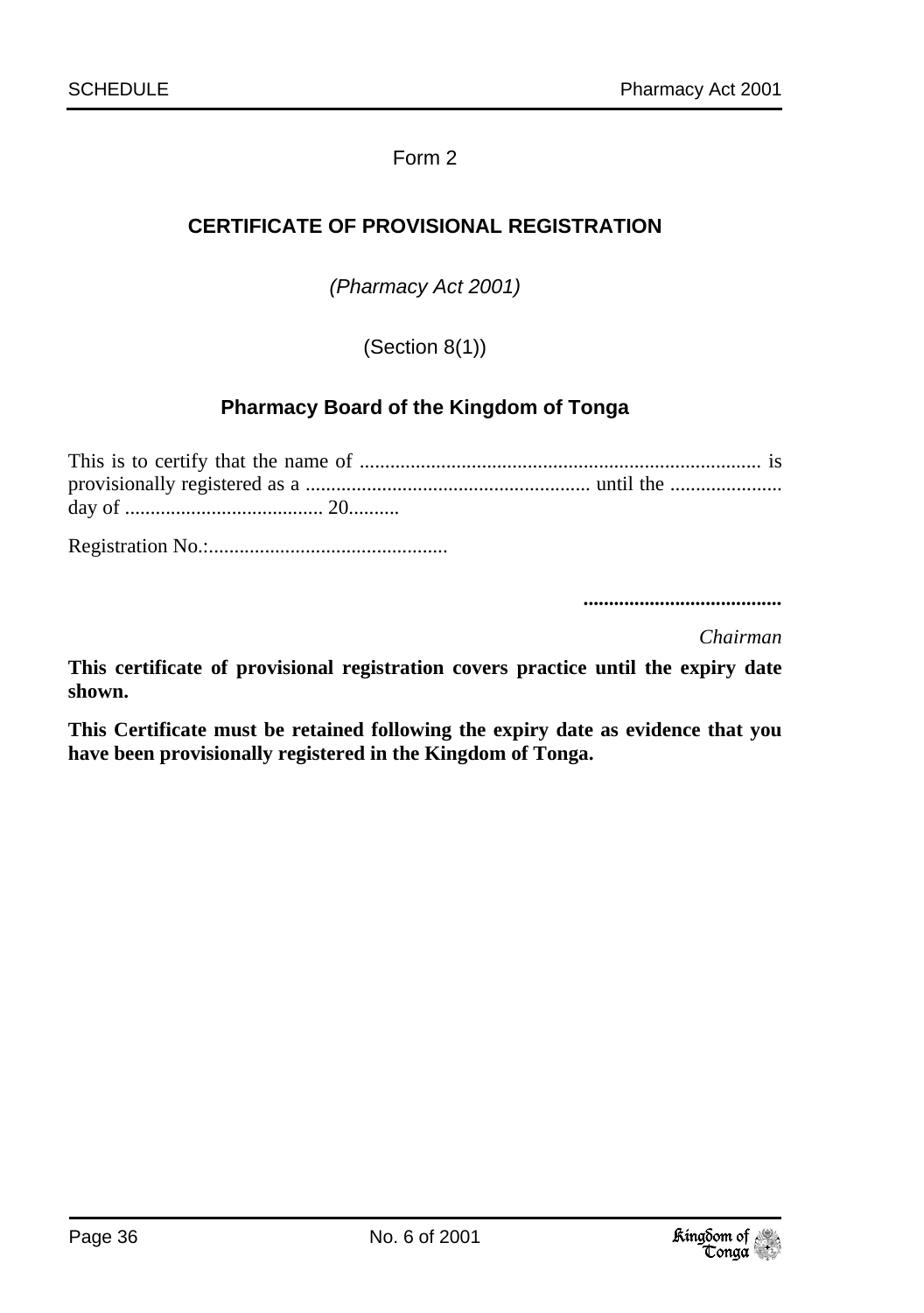Form 2

## CERTIFICATE OF PROVISIONAL REGISTRATION

*(Pharmacy Act 2001)*

(Section 8(1))

### Pharmacy Board of the Kingdom of Tonga

This is to certify that the name of ............................................................................... is provisionally registered as a ........................................................ until the ...................... day of ....................................... 20..........

Registration No.:................................................

**.......................................**

*Chairman*

**This certificate of provisional registration covers practice until the expiry date shown.**

**This Certificate must be retained following the expiry date as evidence that you have been provisionally registered in the Kingdom of Tonga.**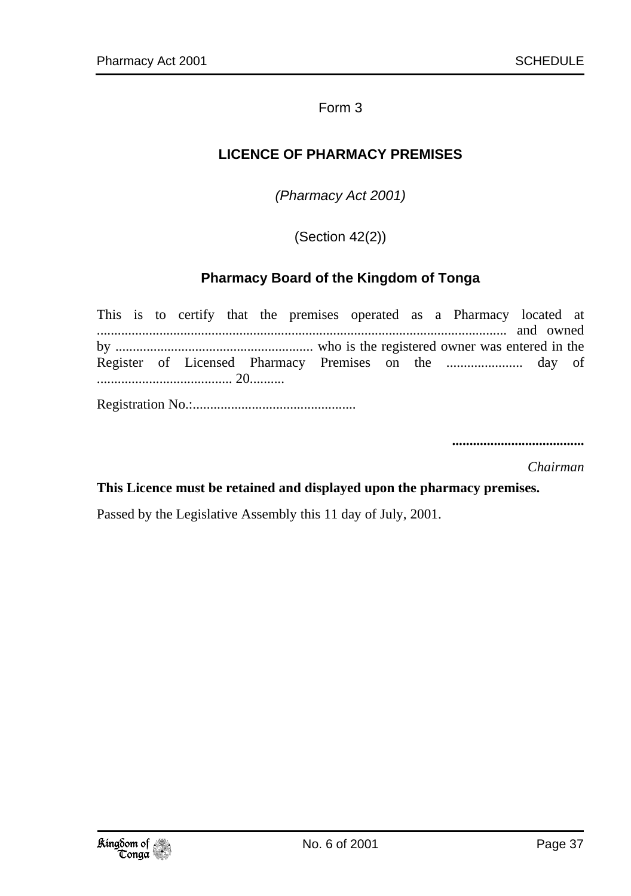Form 3

## LICENCE OF PHARMACY PREMISES

*(Pharmacy Act 2001)*

(Section 42(2))

### Pharmacy Board of the Kingdom of Tonga

This is to certify that the premises operated as a Pharmacy located at ...................................................................................................................... and owned by ......................................................... who is the registered owner was entered in the Register of Licensed Pharmacy Premises on the ...................... day of ....................................... 20..........

Registration No.:...............................................

......................................

*Chairman*

**This Licence must be retained and displayed upon the pharmacy premises.**

Passed by the Legislative Assembly this 11 day of July, 2001.